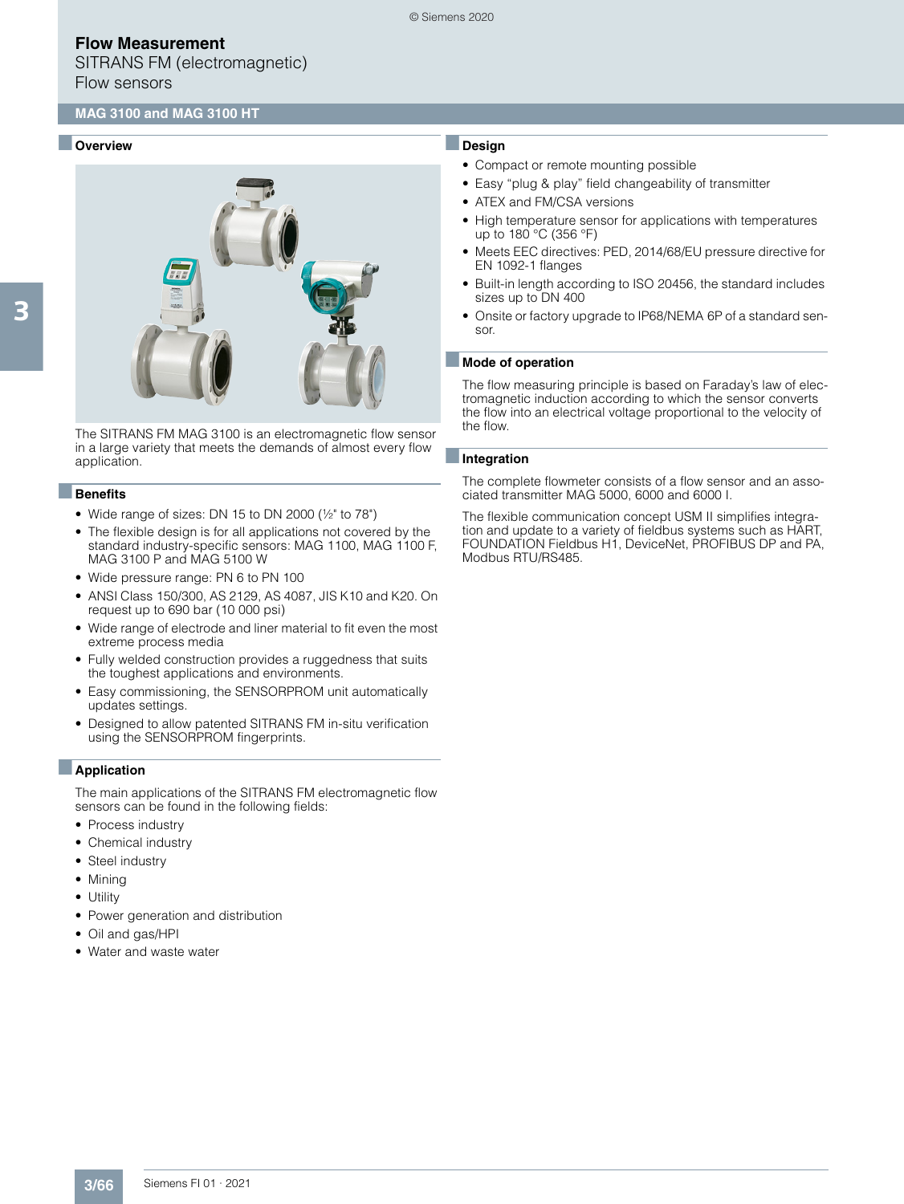# Flow Measurement

SITRANS FM (electromagnetic)

Flow sensors

## MAG 3100 and MAG 3100 HT

### Overview

The SITRANS FM MAG 3100 is an electromagnetic flow sensor in a large variety that meets the demands of almost every flow application.

### Benefits

- Wide range of sizes: DN 15 to DN 2000 (½" to 78")
- The flexible design is for all applications not covered by the standard industry-specific sensors: MAG 1100, MAG 1100 F, MAG 3100 P and MAG 5100 W
- Wide pressure range: PN 6 to PN 100
- ANSI Class 150/300, AS 2129, AS 4087, JIS K10 and K20. On request up to 690 bar (10 000 psi)
- Wide range of electrode and liner material to fit even the most extreme process media
- Fully welded construction provides a ruggedness that suits the toughest applications and environments.
- Easy commissioning, the SENSORPROM unit automatically updates settings.
- Designed to allow patented SITRANS FM in-situ verification using the SENSORPROM fingerprints.

### Application

The main applications of the SITRANS FM electromagnetic flow sensors can be found in the following fields:

- Process industry
- Chemical industry
- Steel industry
- Mining
- Utility
- Power generation and distribution
- Oil and gas/HPI
- Water and waste water

### Design

- Compact or remote mounting possible
- Easy "plug & play" field changeability of transmitter
- ATEX and FM/CSA versions
- High temperature sensor for applications with temperatures up to 180 °C (356 °F)
- Meets EEC directives: PED, 2014/68/EU pressure directive for EN 1092-1 flanges
- Built-in length according to ISO 20456, the standard includes sizes up to DN 400
- Onsite or factory upgrade to IP68/NEMA 6P of a standard sensor.

### Mode of operation

The flow measuring principle is based on Faraday's law of electromagnetic induction according to which the sensor converts the flow into an electrical voltage proportional to the velocity of the flow.

### Integration

The complete flowmeter consists of a flow sensor and an associated transmitter MAG 5000, 6000 and 6000 I.

The flexible communication concept USM II simplifies integration and update to a variety of fieldbus systems such as HART, FOUNDATION Fieldbus H1, DeviceNet, PROFIBUS DP and PA, Modbus RTU/RS485.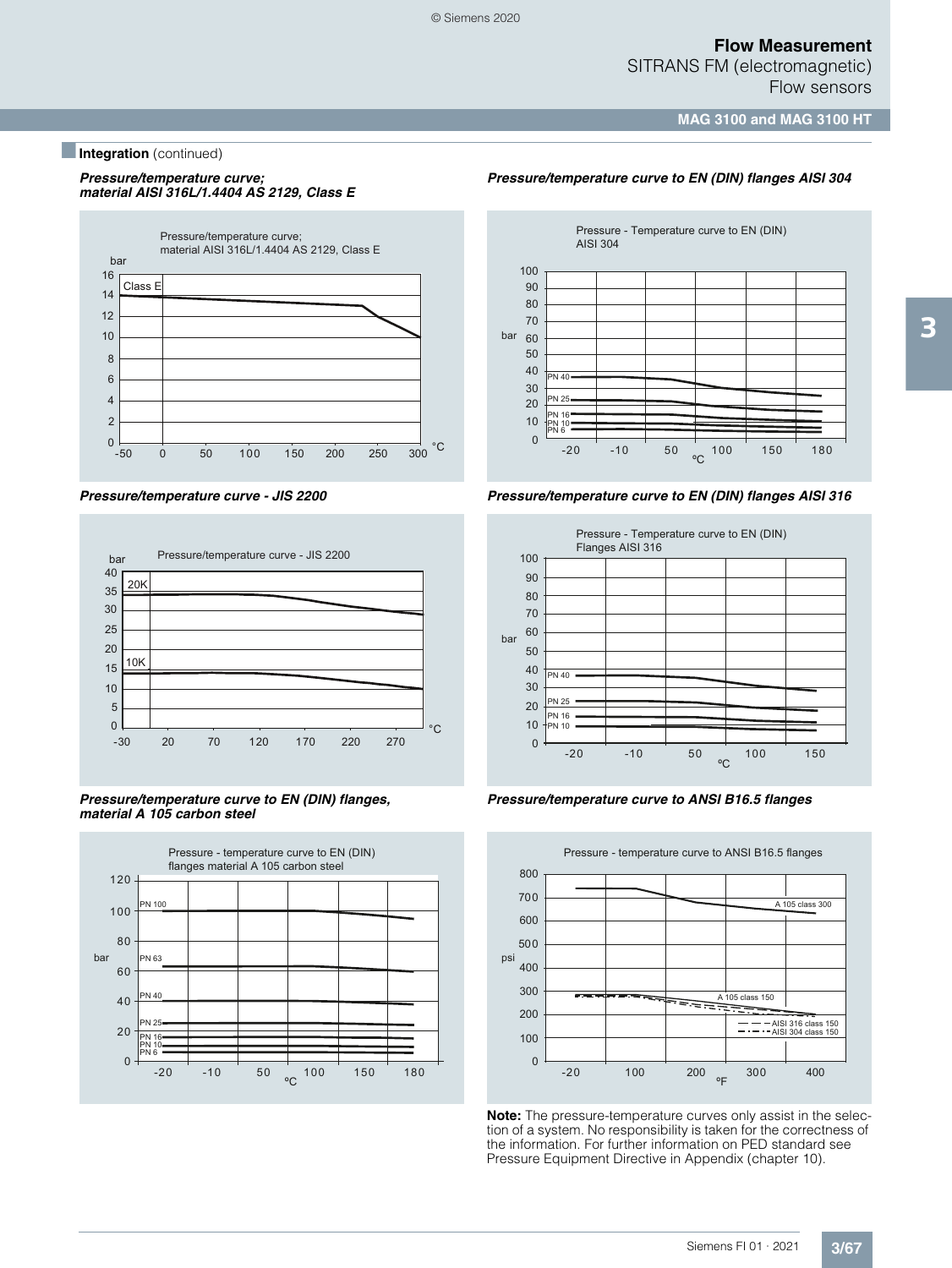## Integration (continued)

***Pressure/temperature curve; material AISI 316L/1.4404 AS 2129, Class E***

Pressure/temperature curve;
material AISI 316L/1.4404 AS 2129, Class E

bar

16
14
12
10
8
6
4
2
0

Class E

-50 0 50 100 150 200 250 300 °C

***Pressure/temperature curve to EN (DIN) flanges AISI 304***

Pressure - Temperature curve to EN (DIN)
AISI 304

bar

100
90
80
70
60
50
40
30
20
10
0

PN 40
PN 25
PN 16
PN 10
PN 6

-20 -10 50 100 150 180
°C

***Pressure/temperature curve - JIS 2200***

Pressure/temperature curve - JIS 2200

bar

40
35
30
25
20
15
10
5
0

20K
10K

-30 20 70 120 170 220 270 °C

***Pressure/temperature curve to EN (DIN) flanges AISI 316***

Pressure - Temperature curve to EN (DIN)
Flanges AISI 316

bar

100
90
80
70
60
50
40
30
20
10
0

PN 40
PN 25
PN 16
PN 10

-20 -10 50 100 150
°C

***Pressure/temperature curve to EN (DIN) flanges, material A 105 carbon steel***

Pressure - temperature curve to EN (DIN)
flanges material A 105 carbon steel

bar

120
100
80
60
40
20
0

PN 100
PN 63
PN 40
PN 25
PN 16
PN 10
PN 6

-20 -10 50 100 150 180
°C

***Pressure/temperature curve to ANSI B16.5 flanges***

Pressure - temperature curve to ANSI B16.5 flanges

psi

800
700
600
500
400
300
200
100
0

A 105 class 300
A 105 class 150
AISI 316 class 150
AISI 304 class 150

-20 100 200 300 400
°F

**Note:** The pressure-temperature curves only assist in the selection of a system. No responsibility is taken for the correctness of the information. For further information on PED standard see Pressure Equipment Directive in Appendix (chapter 10).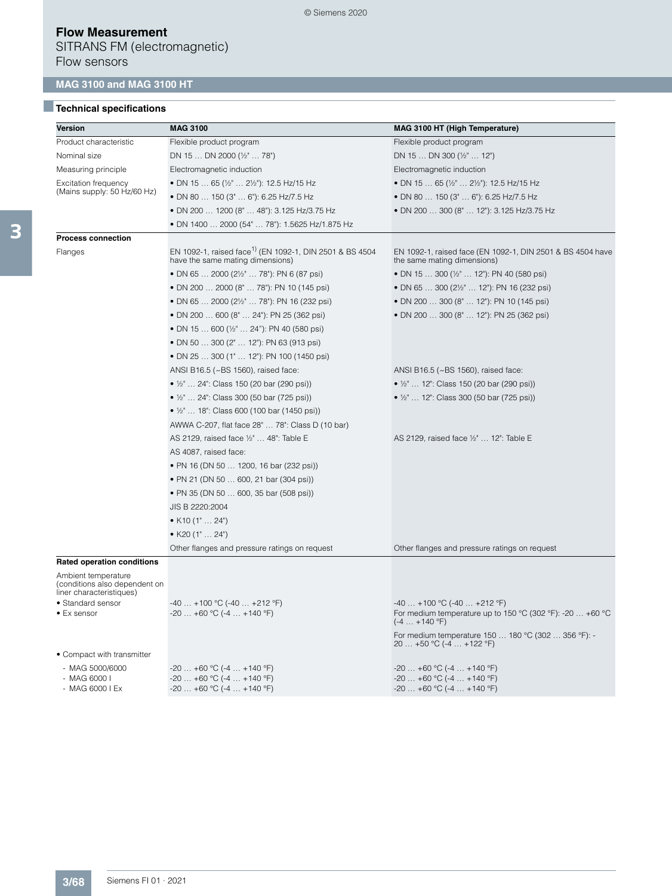# Flow Measurement

SITRANS FM (electromagnetic)
Flow sensors

## MAG 3100 and MAG 3100 HT

### Technical specifications

| Version | MAG 3100 | MAG 3100 HT (High Temperature) |
|---|---|---|
| Product characteristic | Flexible product program | Flexible product program |
| Nominal size | DN 15 … DN 2000 (½" … 78") | DN 15 … DN 300 (½" … 12") |
| Measuring principle | Electromagnetic induction | Electromagnetic induction |
| Excitation frequency (Mains supply: 50 Hz/60 Hz) | • DN 15 … 65 (½" … 2½"): 12.5 Hz/15 Hz | • DN 15 … 65 (½" … 2½"): 12.5 Hz/15 Hz |
| | • DN 80 … 150 (3" … 6"): 6.25 Hz/7.5 Hz | • DN 80 … 150 (3" … 6"): 6.25 Hz/7.5 Hz |
| | • DN 200 … 1200 (8" … 48"): 3.125 Hz/3.75 Hz | • DN 200 … 300 (8" … 12"): 3.125 Hz/3.75 Hz |
| | • DN 1400 … 2000 (54" … 78"): 1.5625 Hz/1.875 Hz | |
| **Process connection** | | |
| Flanges | EN 1092-1, raised face[1] (EN 1092-1, DIN 2501 & BS 4504 have the same mating dimensions) | EN 1092-1, raised face (EN 1092-1, DIN 2501 & BS 4504 have the same mating dimensions) |
| | • DN 65 … 2000 (2½" … 78"): PN 6 (87 psi) | • DN 15 … 300 (½" … 12"): PN 40 (580 psi) |
| | • DN 200 … 2000 (8" … 78"): PN 10 (145 psi) | • DN 65 … 300 (2½" … 12"): PN 16 (232 psi) |
| | • DN 65 … 2000 (2½" … 78"): PN 16 (232 psi) | • DN 200 … 300 (8" … 12"): PN 10 (145 psi) |
| | • DN 200 … 600 (8" … 24"): PN 25 (362 psi) | • DN 200 … 300 (8" … 12"): PN 25 (362 psi) |
| | • DN 15 … 600 (½" … 24"): PN 40 (580 psi) | |
| | • DN 50 … 300 (2" … 12"): PN 63 (913 psi) | |
| | • DN 25 … 300 (1" … 12"): PN 100 (1450 psi) | |
| | ANSI B16.5 (~BS 1560), raised face: | ANSI B16.5 (~BS 1560), raised face: |
| | • ½" … 24": Class 150 (20 bar (290 psi)) | • ½" … 12": Class 150 (20 bar (290 psi)) |
| | • ½" … 24": Class 300 (50 bar (725 psi)) | • ½" … 12": Class 300 (50 bar (725 psi)) |
| | • ½" … 18": Class 600 (100 bar (1450 psi)) | |
| | AWWA C-207, flat face 28" … 78": Class D (10 bar) | |
| | AS 2129, raised face ½" … 48": Table E | AS 2129, raised face ½" … 12": Table E |
| | AS 4087, raised face: | |
| | • PN 16 (DN 50 … 1200, 16 bar (232 psi)) | |
| | • PN 21 (DN 50 … 600, 21 bar (304 psi)) | |
| | • PN 35 (DN 50 … 600, 35 bar (508 psi)) | |
| | JIS B 2220:2004 | |
| | • K10 (1" … 24") | |
| | • K20 (1" … 24") | |
| | Other flanges and pressure ratings on request | Other flanges and pressure ratings on request |
| **Rated operation conditions** | | |
| Ambient temperature (conditions also dependent on liner characteristiques) | | |
| • Standard sensor | -40 … +100 °C (-40 … +212 °F) | -40 … +100 °C (-40 … +212 °F) |
| • Ex sensor | -20 … +60 °C (-4 … +140 °F) | For medium temperature up to 150 °C (302 °F): -20 … +60 °C (-4 … +140 °F) |
| | | For medium temperature 150 … 180 °C (302 … 356 °F): -20 … +50 °C (-4 … +122 °F) |
| • Compact with transmitter | | |
| - MAG 5000/6000 | -20 … +60 °C (-4 … +140 °F) | -20 … +60 °C (-4 … +140 °F) |
| - MAG 6000 I | -20 … +60 °C (-4 … +140 °F) | -20 … +60 °C (-4 … +140 °F) |
| - MAG 6000 I Ex | -20 … +60 °C (-4 … +140 °F) | -20 … +60 °C (-4 … +140 °F) |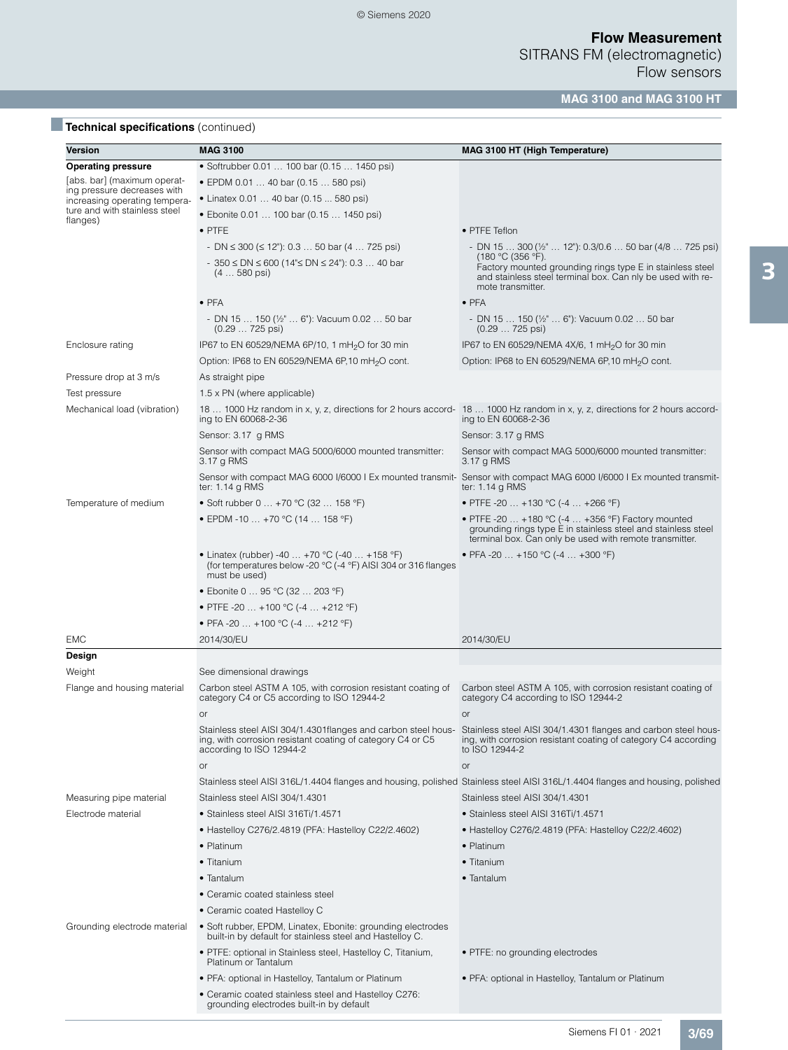## Technical specifications (continued)

| Version | MAG 3100 | MAG 3100 HT (High Temperature) |
|---|---|---|
| **Operating pressure** | • Softrubber 0.01 … 100 bar (0.15 … 1450 psi) | |
| [abs. bar] (maximum operating pressure decreases with increasing operating temperature and with stainless steel flanges) | • EPDM 0.01 … 40 bar (0.15 … 580 psi) | |
| | • Linatex 0.01 … 40 bar (0.15 ... 580 psi) | |
| | • Ebonite 0.01 … 100 bar (0.15 … 1450 psi) | |
| | • PTFE | • PTFE Teflon |
| | - DN ≤ 300 (≤ 12"): 0.3 … 50 bar (4 … 725 psi) <br> - 350 ≤ DN ≤ 600 (14"≤ DN ≤ 24"): 0.3 … 40 bar (4 … 580 psi) | - DN 15 … 300 (½" … 12"): 0.3/0.6 … 50 bar (4/8 … 725 psi) (180 °C (356 °F). Factory mounted grounding rings type E in stainless steel and stainless steel terminal box. Can nly be used with remote transmitter. |
| | • PFA | • PFA |
| | - DN 15 … 150 (½" … 6"): Vacuum 0.02 … 50 bar (0.29 … 725 psi) | - DN 15 … 150 (½" … 6"): Vacuum 0.02 … 50 bar (0.29 … 725 psi) |
| Enclosure rating | IP67 to EN 60529/NEMA 6P/10, 1 $mH_2O$ for 30 min | IP67 to EN 60529/NEMA 4X/6, 1 $mH_2O$ for 30 min |
| | Option: IP68 to EN 60529/NEMA 6P,10 $mH_2O$ cont. | Option: IP68 to EN 60529/NEMA 6P,10 $mH_2O$ cont. |
| Pressure drop at 3 m/s | As straight pipe | |
| Test pressure | 1.5 x PN (where applicable) | |
| Mechanical load (vibration) | 18 … 1000 Hz random in x, y, z, directions for 2 hours according to EN 60068-2-36 | 18 … 1000 Hz random in x, y, z, directions for 2 hours according to EN 60068-2-36 |
| | Sensor: 3.17 g RMS | Sensor: 3.17 g RMS |
| | Sensor with compact MAG 5000/6000 mounted transmitter: 3.17 g RMS | Sensor with compact MAG 5000/6000 mounted transmitter: 3.17 g RMS |
| | Sensor with compact MAG 6000 I/6000 I Ex mounted transmitter: 1.14 g RMS | Sensor with compact MAG 6000 I/6000 I Ex mounted transmitter: 1.14 g RMS |
| Temperature of medium | • Soft rubber 0 … +70 °C (32 … 158 °F) | • PTFE -20 … +130 °C (-4 … +266 °F) |
| | • EPDM -10 … +70 °C (14 … 158 °F) | • PTFE -20 … +180 °C (-4 … +356 °F) Factory mounted grounding rings type E in stainless steel and stainless steel terminal box. Can only be used with remote transmitter. |
| | • Linatex (rubber) -40 … +70 °C (-40 … +158 °F) (for temperatures below -20 °C (-4 °F) AISI 304 or 316 flanges must be used) | • PFA -20 … +150 °C (-4 … +300 °F) |
| | • Ebonite 0 … 95 °C (32 … 203 °F) | |
| | • PTFE -20 … +100 °C (-4 … +212 °F) | |
| | • PFA -20 … +100 °C (-4 … +212 °F) | |
| EMC | 2014/30/EU | 2014/30/EU |
| **Design** | | |
| Weight | See dimensional drawings | |
| Flange and housing material | Carbon steel ASTM A 105, with corrosion resistant coating of category C4 or C5 according to ISO 12944-2 | Carbon steel ASTM A 105, with corrosion resistant coating of category C4 according to ISO 12944-2 |
| | or | or |
| | Stainless steel AISI 304/1.4301flanges and carbon steel housing, with corrosion resistant coating of category C4 or C5 according to ISO 12944-2 | Stainless steel AISI 304/1.4301 flanges and carbon steel housing, with corrosion resistant coating of category C4 according to ISO 12944-2 |
| | or | or |
| | Stainless steel AISI 316L/1.4404 flanges and housing, polished | Stainless steel AISI 316L/1.4404 flanges and housing, polished |
| Measuring pipe material | Stainless steel AISI 304/1.4301 | Stainless steel AISI 304/1.4301 |
| Electrode material | • Stainless steel AISI 316Ti/1.4571 | • Stainless steel AISI 316Ti/1.4571 |
| | • Hastelloy C276/2.4819 (PFA: Hastelloy C22/2.4602) | • Hastelloy C276/2.4819 (PFA: Hastelloy C22/2.4602) |
| | • Platinum | • Platinum |
| | • Titanium | • Titanium |
| | • Tantalum | • Tantalum |
| | • Ceramic coated stainless steel | |
| | • Ceramic coated Hastelloy C | |
| Grounding electrode material | • Soft rubber, EPDM, Linatex, Ebonite: grounding electrodes built-in by default for stainless steel and Hastelloy C. | |
| | • PTFE: optional in Stainless steel, Hastelloy C, Titanium, Platinum or Tantalum | • PTFE: no grounding electrodes |
| | • PFA: optional in Hastelloy, Tantalum or Platinum | • PFA: optional in Hastelloy, Tantalum or Platinum |
| | • Ceramic coated stainless steel and Hastelloy C276: grounding electrodes built-in by default | |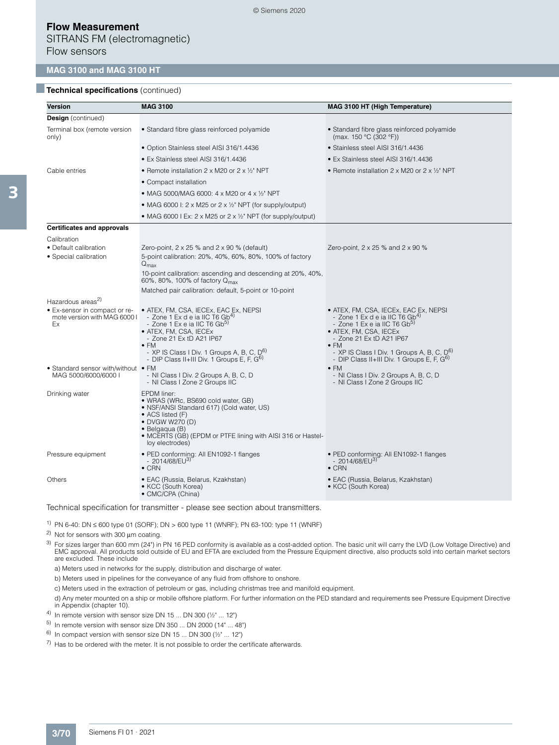# Flow Measurement

SITRANS FM (electromagnetic)

Flow sensors

## MAG 3100 and MAG 3100 HT

### Technical specifications (continued)

| Version | MAG 3100 | MAG 3100 HT (High Temperature) |
|---|---|---|
| **Design** (continued) | | |
| Terminal box (remote version only) | • Standard fibre glass reinforced polyamide | • Standard fibre glass reinforced polyamide (max. 150 °C (302 °F)) |
| | • Option Stainless steel AISI 316/1.4436 | • Stainless steel AISI 316/1.4436 |
| | • Ex Stainless steel AISI 316/1.4436 | • Ex Stainless steel AISI 316/1.4436 |
| Cable entries | • Remote installation 2 x M20 or 2 x ½" NPT | • Remote installation 2 x M20 or 2 x ½" NPT |
| | • Compact installation | |
| | • MAG 5000/MAG 6000: 4 x M20 or 4 x ½" NPT | |
| | • MAG 6000 I: 2 x M25 or 2 x ½" NPT (for supply/output) | |
| | • MAG 6000 I Ex: 2 x M25 or 2 x ½" NPT (for supply/output) | |
| **Certificates and approvals** | | |
| Calibration | | |
| • Default calibration | Zero-point, 2 x 25 % and 2 x 90 % (default) | Zero-point, 2 x 25 % and 2 x 90 % |
| • Special calibration | 5-point calibration: 20%, 40%, 60%, 80%, 100% of factory $Q_{max}$<br>10-point calibration: ascending and descending at 20%, 40%, 60%, 80%, 100% of factory $Q_{max}$<br>Matched pair calibration: default, 5-point or 10-point | |
| Hazardous areas[2] | | |
| • Ex-sensor in compact or remote version with MAG 6000 I Ex | • ATEX, FM, CSA, IECEx, EAC Ex, NEPSI<br>- Zone 1 Ex d e ia IIC T6 Gb[4]<br>- Zone 1 Ex e ia IIC T6 Gb[5]<br>• ATEX, FM, CSA, IECEx<br>- Zone 21 Ex tD A21 IP67<br>• FM<br>- XP IS Class I Div. 1 Groups A, B, C, D[6]<br>- DIP Class II+III Div. 1 Groups E, F, G[6] | • ATEX, FM, CSA, IECEx, EAC Ex, NEPSI<br>- Zone 1 Ex d e ia IIC T6 Gb[4]<br>- Zone 1 Ex e ia IIC T6 Gb[5]<br>• ATEX, FM, CSA, IECEx<br>- Zone 21 Ex tD A21 IP67<br>• FM<br>- XP IS Class I Div. 1 Groups A, B, C, D[6]<br>- DIP Class II+III Div. 1 Groups E, F, G[6] |
| • Standard sensor with/without MAG 5000/6000/6000 I | • FM<br>- NI Class I Div. 2 Groups A, B, C, D<br>- NI Class I Zone 2 Groups IIC | • FM<br>- NI Class I Div. 2 Groups A, B, C, D<br>- NI Class I Zone 2 Groups IIC |
| Drinking water | EPDM liner:<br>• WRAS (WRc, BS690 cold water, GB)<br>• NSF/ANSI Standard 617) (Cold water, US)<br>• ACS listed (F)<br>• DVGW W270 (D)<br>• Belgaqua (B)<br>• MCERTS (GB) (EPDM or PTFE lining with AISI 316 or Hastelloy electrodes) | |
| Pressure equipment | • PED conforming: All EN1092-1 flanges<br>- 2014/68/EU[3]<br>• CRN | • PED conforming: All EN1092-1 flanges<br>- 2014/68/EU[3]<br>• CRN |
| Others | • EAC (Russia, Belarus, Kzakhstan)<br>• KCC (South Korea)<br>• CMC/CPA (China) | • EAC (Russia, Belarus, Kzakhstan)<br>• KCC (South Korea) |

Technical specification for transmitter - please see section about transmitters.

[1] PN 6-40: DN ≤ 600 type 01 (SORF); DN > 600 type 11 (WNRF); PN 63-100: type 11 (WNRF)

[2] Not for sensors with 300 µm coating.

[3] For sizes larger than 600 mm (24") in PN 16 PED conformity is available as a cost-added option. The basic unit will carry the LVD (Low Voltage Directive) and EMC approval. All products sold outside of EU and EFTA are excluded from the Pressure Equipment directive, also products sold into certain market sectors are excluded. These include

a) Meters used in networks for the supply, distribution and discharge of water.

b) Meters used in pipelines for the conveyance of any fluid from offshore to onshore.

c) Meters used in the extraction of petroleum or gas, including christmas tree and manifold equipment.

d) Any meter mounted on a ship or mobile offshore platform. For further information on the PED standard and requirements see Pressure Equipment Directive in Appendix (chapter 10).

[4] In remote version with sensor size DN 15 ... DN 300 (½" ... 12")

[5] In remote version with sensor size DN 350 ... DN 2000 (14" ... 48")

[6] In compact version with sensor size DN 15 ... DN 300 (½" ... 12")

[7] Has to be ordered with the meter. It is not possible to order the certificate afterwards.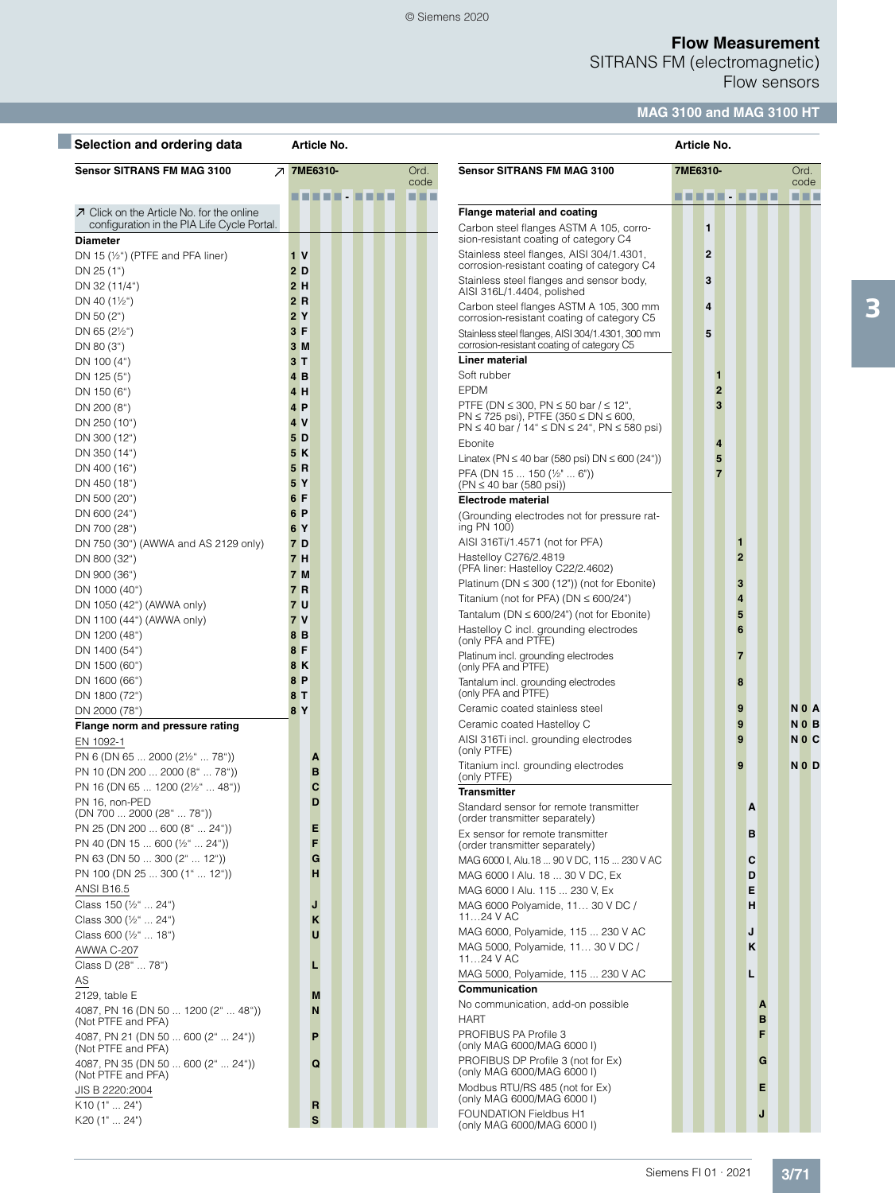## Selection and ordering data

| Sensor SITRANS FM MAG 3100 | Article No. 7ME6310- | Ord. code |
|---|---|---|
| ↗ Click on the Article No. for the online configuration in the PIA Life Cycle Portal. | ■■■■■ - ■■■■ | ■■■ |
| **Diameter** | | |
| DN 15 (½") (PTFE and PFA liner) | 1 V | |
| DN 25 (1") | 2 D | |
| DN 32 (11/4") | 2 H | |
| DN 40 (1½") | 2 R | |
| DN 50 (2") | 2 Y | |
| DN 65 (2½") | 3 F | |
| DN 80 (3") | 3 M | |
| DN 100 (4") | 3 T | |
| DN 125 (5") | 4 B | |
| DN 150 (6") | 4 H | |
| DN 200 (8") | 4 P | |
| DN 250 (10") | 4 V | |
| DN 300 (12") | 5 D | |
| DN 350 (14") | 5 K | |
| DN 400 (16") | 5 R | |
| DN 450 (18") | 5 Y | |
| DN 500 (20") | 6 F | |
| DN 600 (24") | 6 P | |
| DN 700 (28") | 6 Y | |
| DN 750 (30") (AWWA and AS 2129 only) | 7 D | |
| DN 800 (32") | 7 H | |
| DN 900 (36") | 7 M | |
| DN 1000 (40") | 7 R | |
| DN 1050 (42") (AWWA only) | 7 U | |
| DN 1100 (44") (AWWA only) | 7 V | |
| DN 1200 (48") | 8 B | |
| DN 1400 (54") | 8 F | |
| DN 1500 (60") | 8 K | |
| DN 1600 (66") | 8 P | |
| DN 1800 (72") | 8 T | |
| DN 2000 (78") | 8 Y | |
| **Flange norm and pressure rating** | | |
| EN 1092-1 | | |
| PN 6 (DN 65 ... 2000 (2½" ... 78")) | A | |
| PN 10 (DN 200 ... 2000 (8" ... 78")) | B | |
| PN 16 (DN 65 ... 1200 (2½" ... 48")) | C | |
| PN 16, non-PED (DN 700 ... 2000 (28" ... 78")) | D | |
| PN 25 (DN 200 ... 600 (8" ... 24")) | E | |
| PN 40 (DN 15 ... 600 (½" ... 24")) | F | |
| PN 63 (DN 50 ... 300 (2" ... 12")) | G | |
| PN 100 (DN 25 ... 300 (1" ... 12")) | H | |
| ANSI B16.5 | | |
| Class 150 (½" ... 24") | J | |
| Class 300 (½" ... 24") | K | |
| Class 600 (½" ... 18") | U | |
| AWWA C-207 | | |
| Class D (28" ... 78") | L | |
| AS | | |
| 2129, table E | M | |
| 4087, PN 16 (DN 50 ... 1200 (2" ... 48")) (Not PTFE and PFA) | N | |
| 4087, PN 21 (DN 50 ... 600 (2" ... 24")) (Not PTFE and PFA) | P | |
| 4087, PN 35 (DN 50 ... 600 (2" ... 24")) (Not PTFE and PFA) | Q | |
| JIS B 2220:2004 | | |
| K10 (1" ... 24") | R | |
| K20 (1" ... 24") | S | |

| Sensor SITRANS FM MAG 3100 | Article No. 7ME6310- | Ord. code |
|---|---|---|
| | ■■■■■ - ■■■■ | ■■■ |
| **Flange material and coating** | | |
| Carbon steel flanges ASTM A 105, corrosion-resistant coating of category C4 | 1 | |
| Stainless steel flanges, AISI 304/1.4301, corrosion-resistant coating of category C4 | 2 | |
| Stainless steel flanges and sensor body, AISI 316L/1.4404, polished | 3 | |
| Carbon steel flanges ASTM A 105, 300 mm corrosion-resistant coating of category C5 | 4 | |
| Stainless steel flanges, AISI 304/1.4301, 300 mm corrosion-resistant coating of category C5 | 5 | |
| **Liner material** | | |
| Soft rubber | 1 | |
| EPDM | 2 | |
| PTFE (DN ≤ 300, PN ≤ 50 bar / ≤ 12", PN ≤ 725 psi), PTFE (350 ≤ DN ≤ 600, PN ≤ 40 bar / 14" ≤ DN ≤ 24", PN ≤ 580 psi) | 3 | |
| Ebonite | 4 | |
| Linatex (PN ≤ 40 bar (580 psi) DN ≤ 600 (24")) | 5 | |
| PFA (DN 15 ... 150 (½" ... 6")) (PN ≤ 40 bar (580 psi)) | 7 | |
| **Electrode material** | | |
| (Grounding electrodes not for pressure rating PN 100) | | |
| AISI 316Ti/1.4571 (not for PFA) | 1 | |
| Hastelloy C276/2.4819 (PFA liner: Hastelloy C22/2.4602) | 2 | |
| Platinum (DN ≤ 300 (12")) (not for Ebonite) | 3 | |
| Titanium (not for PFA) (DN ≤ 600/24") | 4 | |
| Tantalum (DN ≤ 600/24") (not for Ebonite) | 5 | |
| Hastelloy C incl. grounding electrodes (only PFA and PTFE) | 6 | |
| Platinum incl. grounding electrodes (only PFA and PTFE) | 7 | |
| Tantalum incl. grounding electrodes (only PFA and PTFE) | 8 | |
| Ceramic coated stainless steel | 9 | N 0 A |
| Ceramic coated Hastelloy C | 9 | N 0 B |
| AISI 316Ti incl. grounding electrodes (only PTFE) | 9 | N 0 C |
| Titanium incl. grounding electrodes (only PTFE) | 9 | N 0 D |
| **Transmitter** | | |
| Standard sensor for remote transmitter (order transmitter separately) | A | |
| Ex sensor for remote transmitter (order transmitter separately) | B | |
| MAG 6000 I, Alu.18 ... 90 V DC, 115 ... 230 V AC | C | |
| MAG 6000 I Alu. 18 ... 30 V DC, Ex | D | |
| MAG 6000 I Alu. 115 ... 230 V, Ex | E | |
| MAG 6000 Polyamide, 11... 30 V DC / 11...24 V AC | H | |
| MAG 6000, Polyamide, 115 ... 230 V AC | J | |
| MAG 5000, Polyamide, 11... 30 V DC / 11...24 V AC | K | |
| MAG 5000, Polyamide, 115 ... 230 V AC | L | |
| **Communication** | | |
| No communication, add-on possible | A | |
| HART | B | |
| PROFIBUS PA Profile 3 (only MAG 6000/MAG 6000 I) | F | |
| PROFIBUS DP Profile 3 (not for Ex) (only MAG 6000/MAG 6000 I) | G | |
| Modbus RTU/RS 485 (not for Ex) (only MAG 6000/MAG 6000 I) | E | |
| FOUNDATION Fieldbus H1 (only MAG 6000/MAG 6000 I) | J | |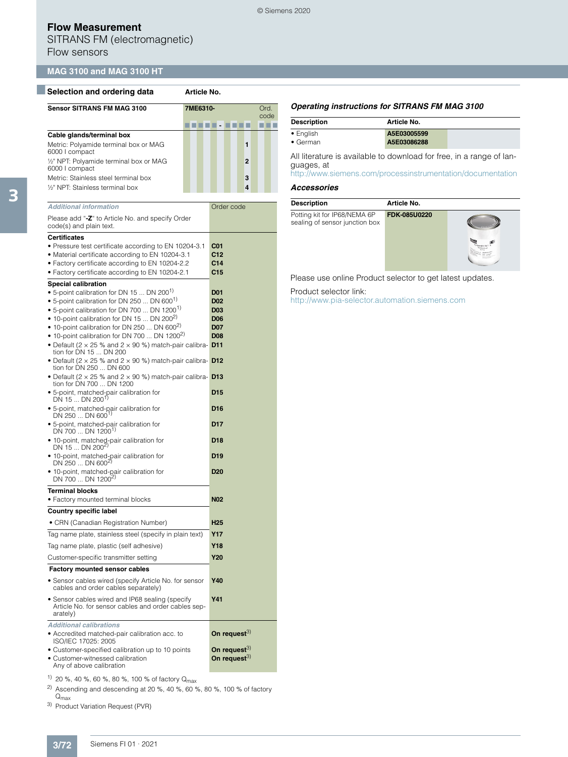# Flow Measurement

SITRANS FM (electromagnetic)

Flow sensors

## MAG 3100 and MAG 3100 HT

### Selection and ordering data

| Sensor SITRANS FM MAG 3100 | Article No. 7ME6310- | Ord. code |
|---|---|---|
| **Cable glands/terminal box** | | |
| Metric: Polyamide terminal box or MAG 6000 I compact | 1 | |
| ½" NPT: Polyamide terminal box or MAG 6000 I compact | 2 | |
| Metric: Stainless steel terminal box | 3 | |
| ½" NPT: Stainless terminal box | 4 | |

| *Additional information* | Order code |
|---|---|
| Please add "**-Z**" to Article No. and specify Order code(s) and plain text. | |
| **Certificates** | |
| • Pressure test certificate according to EN 10204-3.1 | **C01** |
| • Material certificate according to EN 10204-3.1 | **C12** |
| • Factory certificate according to EN 10204-2.2 | **C14** |
| • Factory certificate according to EN 10204-2.1 | **C15** |
| **Special calibration** | |
| • 5-point calibration for DN 15 ... DN 200[1] | **D01** |
| • 5-point calibration for DN 250 ... DN 600[1] | **D02** |
| • 5-point calibration for DN 700 ... DN 1200[1] | **D03** |
| • 10-point calibration for DN 15 ... DN 200[2] | **D06** |
| • 10-point calibration for DN 250 ... DN 600[2] | **D07** |
| • 10-point calibration for DN 700 ... DN 1200[2] | **D08** |
| • Default (2 × 25 % and 2 × 90 %) match-pair calibration for DN 15 ... DN 200 | **D11** |
| • Default (2 × 25 % and 2 × 90 %) match-pair calibration for DN 250 ... DN 600 | **D12** |
| • Default (2 × 25 % and 2 × 90 %) match-pair calibration for DN 700 ... DN 1200 | **D13** |
| • 5-point, matched-pair calibration for DN 15 ... DN 200[1] | **D15** |
| • 5-point, matched-pair calibration for DN 250 ... DN 600[1] | **D16** |
| • 5-point, matched-pair calibration for DN 700 ... DN 1200[1] | **D17** |
| • 10-point, matched-pair calibration for DN 15 ... DN 200[2] | **D18** |
| • 10-point, matched-pair calibration for DN 250 ... DN 600[2] | **D19** |
| • 10-point, matched-pair calibration for DN 700 ... DN 1200[2] | **D20** |
| **Terminal blocks** | |
| • Factory mounted terminal blocks | **N02** |
| **Country specific label** | |
| • CRN (Canadian Registration Number) | **H25** |
| Tag name plate, stainless steel (specify in plain text) | **Y17** |
| Tag name plate, plastic (self adhesive) | **Y18** |
| Customer-specific transmitter setting | **Y20** |
| **Factory mounted sensor cables** | |
| • Sensor cables wired (specify Article No. for sensor cables and order cables separately) | **Y40** |
| • Sensor cables wired and IP68 sealing (specify Article No. for sensor cables and order cables separately) | **Y41** |
| *Additional calibrations* | |
| • Accredited matched-pair calibration acc. to ISO/IEC 17025: 2005 | **On request**[3] |
| • Customer-specified calibration up to 10 points | **On request**[3] |
| • Customer-witnessed calibration Any of above calibration | **On request**[3] |

[1] 20 %, 40 %, 60 %, 80 %, 100 % of factory $Q_{max}$

[2] Ascending and descending at 20 %, 40 %, 60 %, 80 %, 100 % of factory $Q_{max}$

[3] Product Variation Request (PVR)

### *Operating instructions for SITRANS FM MAG 3100*

| Description | Article No. |
|---|---|
| • English | **A5E03005599** |
| • German | **A5E03086288** |

All literature is available to download for free, in a range of languages, at
http://www.siemens.com/processinstrumentation/documentation

### *Accessories*

| Description | Article No. |
|---|---|
| Potting kit for IP68/NEMA 6P sealing of sensor junction box | **FDK-085U0220** |

Please use online Product selector to get latest updates.

Product selector link:
http://www.pia-selector.automation.siemens.com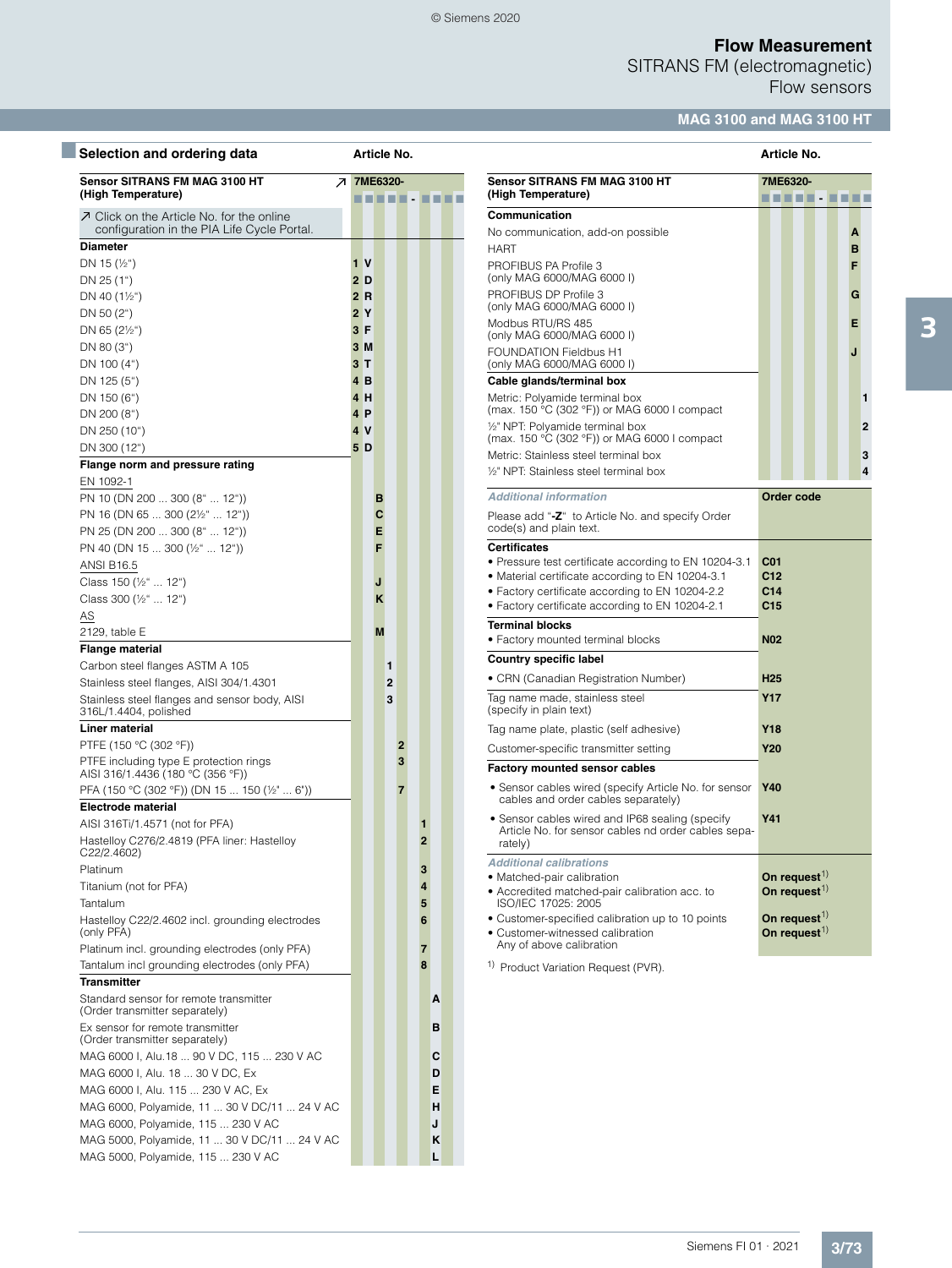## Selection and ordering data

| Sensor SITRANS FM MAG 3100 HT (High Temperature) | Article No. |
|---|---|
| ↗ Click on the Article No. for the online configuration in the PIA Life Cycle Portal. | 7ME6320- ■■■■■ - ■■■■ |
| **Diameter** | |
| DN 15 (½") | 1 V |
| DN 25 (1") | 2 D |
| DN 40 (1½") | 2 R |
| DN 50 (2") | 2 Y |
| DN 65 (2½") | 3 F |
| DN 80 (3") | 3 M |
| DN 100 (4") | 3 T |
| DN 125 (5") | 4 B |
| DN 150 (6") | 4 H |
| DN 200 (8") | 4 P |
| DN 250 (10") | 4 V |
| DN 300 (12") | 5 D |
| **Flange norm and pressure rating** | |
| EN 1092-1 | |
| PN 10 (DN 200 ... 300 (8" ... 12")) | B |
| PN 16 (DN 65 ... 300 (2½" ... 12")) | C |
| PN 25 (DN 200 ... 300 (8" ... 12")) | E |
| PN 40 (DN 15 ... 300 (½" ... 12")) | F |
| ANSI B16.5 | |
| Class 150 (½" ... 12") | J |
| Class 300 (½" ... 12") | K |
| AS | |
| 2129, table E | M |
| **Flange material** | |
| Carbon steel flanges ASTM A 105 | 1 |
| Stainless steel flanges, AISI 304/1.4301 | 2 |
| Stainless steel flanges and sensor body, AISI 316L/1.4404, polished | 3 |
| **Liner material** | |
| PTFE (150 °C (302 °F)) | 2 |
| PTFE including type E protection rings AISI 316/1.4436 (180 °C (356 °F)) | 3 |
| PFA (150 °C (302 °F)) (DN 15 ... 150 (½" ... 6")) | 7 |
| **Electrode material** | |
| AISI 316Ti/1.4571 (not for PFA) | 1 |
| Hastelloy C276/2.4819 (PFA liner: Hastelloy C22/2.4602) | 2 |
| Platinum | 3 |
| Titanium (not for PFA) | 4 |
| Tantalum | 5 |
| Hastelloy C22/2.4602 incl. grounding electrodes (only PFA) | 6 |
| Platinum incl. grounding electrodes (only PFA) | 7 |
| Tantalum incl grounding electrodes (only PFA) | 8 |
| **Transmitter** | |
| Standard sensor for remote transmitter (Order transmitter separately) | A |
| Ex sensor for remote transmitter (Order transmitter separately) | B |
| MAG 6000 I, Alu.18 ... 90 V DC, 115 ... 230 V AC | C |
| MAG 6000 I, Alu. 18 ... 30 V DC, Ex | D |
| MAG 6000 I, Alu. 115 ... 230 V AC, Ex | E |
| MAG 6000, Polyamide, 11 ... 30 V DC/11 ... 24 V AC | H |
| MAG 6000, Polyamide, 115 ... 230 V AC | J |
| MAG 5000, Polyamide, 11 ... 30 V DC/11 ... 24 V AC | K |
| MAG 5000, Polyamide, 115 ... 230 V AC | L |

| Sensor SITRANS FM MAG 3100 HT (High Temperature) | Article No. |
|---|---|
| | 7ME6320- ■■■■■ - ■■■■ |
| **Communication** | |
| No communication, add-on possible | A |
| HART | B |
| PROFIBUS PA Profile 3 (only MAG 6000/MAG 6000 I) | F |
| PROFIBUS DP Profile 3 (only MAG 6000/MAG 6000 I) | G |
| Modbus RTU/RS 485 (only MAG 6000/MAG 6000 I) | E |
| FOUNDATION Fieldbus H1 (only MAG 6000/MAG 6000 I) | J |
| **Cable glands/terminal box** | |
| Metric: Polyamide terminal box (max. 150 °C (302 °F)) or MAG 6000 I compact | 1 |
| ½" NPT: Polyamide terminal box (max. 150 °C (302 °F)) or MAG 6000 I compact | 2 |
| Metric: Stainless steel terminal box | 3 |
| ½" NPT: Stainless steel terminal box | 4 |

| *Additional information* | Order code |
|---|---|
| Please add "**-Z**" to Article No. and specify Order code(s) and plain text. | |
| **Certificates** | |
| • Pressure test certificate according to EN 10204-3.1 | C01 |
| • Material certificate according to EN 10204-3.1 | C12 |
| • Factory certificate according to EN 10204-2.2 | C14 |
| • Factory certificate according to EN 10204-2.1 | C15 |
| **Terminal blocks** | |
| • Factory mounted terminal blocks | N02 |
| **Country specific label** | |
| • CRN (Canadian Registration Number) | H25 |
| Tag name made, stainless steel (specify in plain text) | Y17 |
| Tag name plate, plastic (self adhesive) | Y18 |
| Customer-specific transmitter setting | Y20 |
| **Factory mounted sensor cables** | |
| • Sensor cables wired (specify Article No. for sensor cables and order cables separately) | Y40 |
| • Sensor cables wired and IP68 sealing (specify Article No. for sensor cables nd order cables separately) | Y41 |
| *Additional calibrations* | |
| • Matched-pair calibration | On request[1] |
| • Accredited matched-pair calibration acc. to ISO/IEC 17025: 2005 | On request[1] |
| • Customer-specified calibration up to 10 points | On request[1] |
| • Customer-witnessed calibration Any of above calibration | On request[1] |

[1] Product Variation Request (PVR).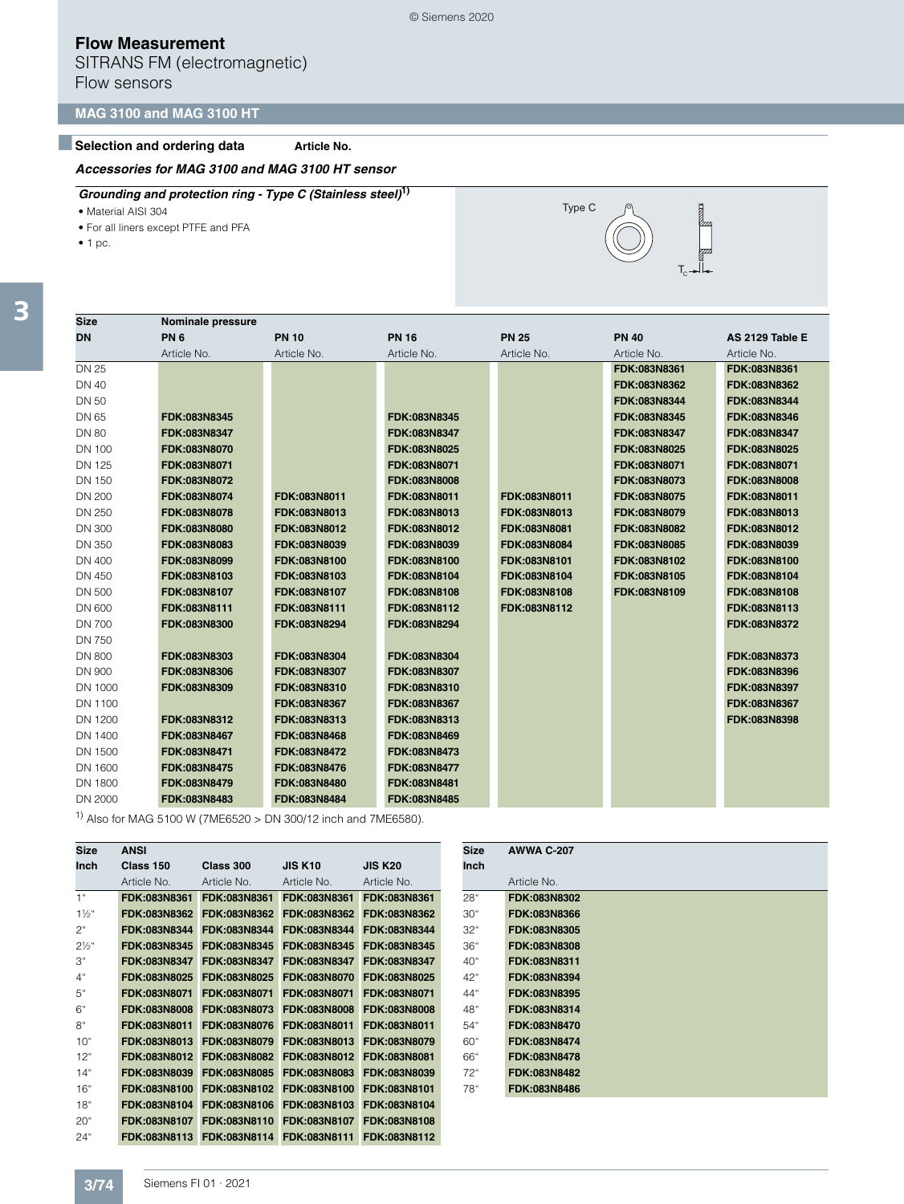## Flow Measurement

SITRANS FM (electromagnetic)
Flow sensors

### MAG 3100 and MAG 3100 HT

#### Selection and ordering data

Article No.

***Accessories for MAG 3100 and MAG 3100 HT sensor***

***Grounding and protection ring - Type C (Stainless steel)***[1]

- Material AISI 304
- For all liners except PTFE and PFA
- 1 pc.

Type C

$T_c$

| Size | Nominale pressure | | | | | |
|---|---|---|---|---|---|---|
| DN | PN 6 | PN 10 | PN 16 | PN 25 | PN 40 | AS 2129 Table E |
| | Article No. | Article No. | Article No. | Article No. | Article No. | Article No. |
| DN 25 | | | | | FDK:083N8361 | FDK:083N8361 |
| DN 40 | | | | | FDK:083N8362 | FDK:083N8362 |
| DN 50 | | | | | FDK:083N8344 | FDK:083N8344 |
| DN 65 | FDK:083N8345 | | FDK:083N8345 | | FDK:083N8345 | FDK:083N8346 |
| DN 80 | FDK:083N8347 | | FDK:083N8347 | | FDK:083N8347 | FDK:083N8347 |
| DN 100 | FDK:083N8070 | | FDK:083N8025 | | FDK:083N8025 | FDK:083N8025 |
| DN 125 | FDK:083N8071 | | FDK:083N8071 | | FDK:083N8071 | FDK:083N8071 |
| DN 150 | FDK:083N8072 | | FDK:083N8008 | | FDK:083N8073 | FDK:083N8008 |
| DN 200 | FDK:083N8074 | FDK:083N8011 | FDK:083N8011 | FDK:083N8011 | FDK:083N8075 | FDK:083N8011 |
| DN 250 | FDK:083N8078 | FDK:083N8013 | FDK:083N8013 | FDK:083N8013 | FDK:083N8079 | FDK:083N8013 |
| DN 300 | FDK:083N8080 | FDK:083N8012 | FDK:083N8012 | FDK:083N8081 | FDK:083N8082 | FDK:083N8012 |
| DN 350 | FDK:083N8083 | FDK:083N8039 | FDK:083N8039 | FDK:083N8084 | FDK:083N8085 | FDK:083N8039 |
| DN 400 | FDK:083N8099 | FDK:083N8100 | FDK:083N8100 | FDK:083N8101 | FDK:083N8102 | FDK:083N8100 |
| DN 450 | FDK:083N8103 | FDK:083N8103 | FDK:083N8104 | FDK:083N8104 | FDK:083N8105 | FDK:083N8104 |
| DN 500 | FDK:083N8107 | FDK:083N8107 | FDK:083N8108 | FDK:083N8108 | FDK:083N8109 | FDK:083N8108 |
| DN 600 | FDK:083N8111 | FDK:083N8111 | FDK:083N8112 | FDK:083N8112 | | FDK:083N8113 |
| DN 700 | FDK:083N8300 | FDK:083N8294 | FDK:083N8294 | | | FDK:083N8372 |
| DN 750 | | | | | | |
| DN 800 | FDK:083N8303 | FDK:083N8304 | FDK:083N8304 | | | FDK:083N8373 |
| DN 900 | FDK:083N8306 | FDK:083N8307 | FDK:083N8307 | | | FDK:083N8396 |
| DN 1000 | FDK:083N8309 | FDK:083N8310 | FDK:083N8310 | | | FDK:083N8397 |
| DN 1100 | | FDK:083N8367 | FDK:083N8367 | | | FDK:083N8367 |
| DN 1200 | FDK:083N8312 | FDK:083N8313 | FDK:083N8313 | | | FDK:083N8398 |
| DN 1400 | FDK:083N8467 | FDK:083N8468 | FDK:083N8469 | | | |
| DN 1500 | FDK:083N8471 | FDK:083N8472 | FDK:083N8473 | | | |
| DN 1600 | FDK:083N8475 | FDK:083N8476 | FDK:083N8477 | | | |
| DN 1800 | FDK:083N8479 | FDK:083N8480 | FDK:083N8481 | | | |
| DN 2000 | FDK:083N8483 | FDK:083N8484 | FDK:083N8485 | | | |

[1] Also for MAG 5100 W (7ME6520 > DN 300/12 inch and 7ME6580).

| Size | ANSI | | JIS K10 | JIS K20 |
|---|---|---|---|---|
| Inch | Class 150 | Class 300 | | |
| | Article No. | | Article No. | |
| 1" | FDK:083N8361 | FDK:083N8361 | FDK:083N8361 | FDK:083N8361 |
| 1½" | FDK:083N8362 | FDK:083N8362 | FDK:083N8362 | FDK:083N8362 |
| 2" | FDK:083N8344 | FDK:083N8344 | FDK:083N8344 | FDK:083N8344 |
| 2½" | FDK:083N8345 | FDK:083N8345 | FDK:083N8345 | FDK:083N8345 |
| 3" | FDK:083N8347 | FDK:083N8347 | FDK:083N8347 | FDK:083N8347 |
| 4" | FDK:083N8025 | FDK:083N8025 | FDK:083N8070 | FDK:083N8025 |
| 5" | FDK:083N8071 | FDK:083N8071 | FDK:083N8071 | FDK:083N8071 |
| 6" | FDK:083N8008 | FDK:083N8073 | FDK:083N8008 | FDK:083N8008 |
| 8" | FDK:083N8011 | FDK:083N8076 | FDK:083N8011 | FDK:083N8011 |
| 10" | FDK:083N8013 | FDK:083N8079 | FDK:083N8013 | FDK:083N8079 |
| 12" | FDK:083N8012 | FDK:083N8082 | FDK:083N8012 | FDK:083N8081 |
| 14" | FDK:083N8039 | FDK:083N8085 | FDK:083N8083 | FDK:083N8039 |
| 16" | FDK:083N8100 | FDK:083N8102 | FDK:083N8100 | FDK:083N8101 |
| 18" | FDK:083N8104 | FDK:083N8106 | FDK:083N8103 | FDK:083N8104 |
| 20" | FDK:083N8107 | FDK:083N8110 | FDK:083N8107 | FDK:083N8108 |
| 24" | FDK:083N8113 | FDK:083N8114 | FDK:083N8111 | FDK:083N8112 |

| Size | AWWA C-207 |
|---|---|
| Inch | |
| | Article No. |
| 28" | FDK:083N8302 |
| 30" | FDK:083N8366 |
| 32" | FDK:083N8305 |
| 36" | FDK:083N8308 |
| 40" | FDK:083N8311 |
| 42" | FDK:083N8394 |
| 44" | FDK:083N8395 |
| 48" | FDK:083N8314 |
| 54" | FDK:083N8470 |
| 60" | FDK:083N8474 |
| 66" | FDK:083N8478 |
| 72" | FDK:083N8482 |
| 78" | FDK:083N8486 |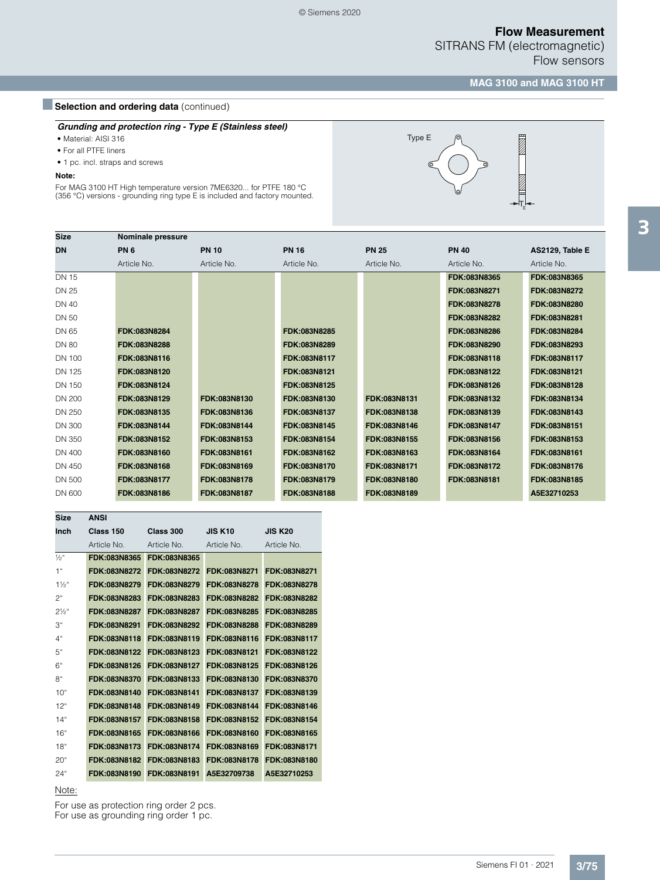## Selection and ordering data (continued)

### *Grunding and protection ring - Type E (Stainless steel)*

- Material: AISI 316
- For all PTFE liners
- 1 pc. incl. straps and screws

**Note:**

For MAG 3100 HT High temperature version 7ME6320... for PTFE 180 °C (356 °F) versions - grounding ring type E is included and factory mounted.

Type E

| Size | Nominale pressure | | | | | |
|---|---|---|---|---|---|---|
| **DN** | **PN 6** | **PN 10** | **PN 16** | **PN 25** | **PN 40** | **AS2129, Table E** |
| | Article No. | Article No. | Article No. | Article No. | Article No. | Article No. |
| DN 15 | | | | | **FDK:083N8365** | **FDK:083N8365** |
| DN 25 | | | | | **FDK:083N8271** | **FDK:083N8272** |
| DN 40 | | | | | **FDK:083N8278** | **FDK:083N8280** |
| DN 50 | | | | | **FDK:083N8282** | **FDK:083N8281** |
| DN 65 | **FDK:083N8284** | | **FDK:083N8285** | | **FDK:083N8286** | **FDK:083N8284** |
| DN 80 | **FDK:083N8288** | | **FDK:083N8289** | | **FDK:083N8290** | **FDK:083N8293** |
| DN 100 | **FDK:083N8116** | | **FDK:083N8117** | | **FDK:083N8118** | **FDK:083N8117** |
| DN 125 | **FDK:083N8120** | | **FDK:083N8121** | | **FDK:083N8122** | **FDK:083N8121** |
| DN 150 | **FDK:083N8124** | | **FDK:083N8125** | | **FDK:083N8126** | **FDK:083N8128** |
| DN 200 | **FDK:083N8129** | **FDK:083N8130** | **FDK:083N8130** | **FDK:083N8131** | **FDK:083N8132** | **FDK:083N8134** |
| DN 250 | **FDK:083N8135** | **FDK:083N8136** | **FDK:083N8137** | **FDK:083N8138** | **FDK:083N8139** | **FDK:083N8143** |
| DN 300 | **FDK:083N8144** | **FDK:083N8144** | **FDK:083N8145** | **FDK:083N8146** | **FDK:083N8147** | **FDK:083N8151** |
| DN 350 | **FDK:083N8152** | **FDK:083N8153** | **FDK:083N8154** | **FDK:083N8155** | **FDK:083N8156** | **FDK:083N8153** |
| DN 400 | **FDK:083N8160** | **FDK:083N8161** | **FDK:083N8162** | **FDK:083N8163** | **FDK:083N8164** | **FDK:083N8161** |
| DN 450 | **FDK:083N8168** | **FDK:083N8169** | **FDK:083N8170** | **FDK:083N8171** | **FDK:083N8172** | **FDK:083N8176** |
| DN 500 | **FDK:083N8177** | **FDK:083N8178** | **FDK:083N8179** | **FDK:083N8180** | **FDK:083N8181** | **FDK:083N8185** |
| DN 600 | **FDK:083N8186** | **FDK:083N8187** | **FDK:083N8188** | **FDK:083N8189** | | **A5E32710253** |

| Size | ANSI | | | |
|---|---|---|---|---|
| **Inch** | **Class 150** | **Class 300** | **JIS K10** | **JIS K20** |
| | Article No. | Article No. | Article No. | Article No. |
| ½" | **FDK:083N8365** | **FDK:083N8365** | | |
| 1" | **FDK:083N8272** | **FDK:083N8272** | **FDK:083N8271** | **FDK:083N8271** |
| 1½" | **FDK:083N8279** | **FDK:083N8279** | **FDK:083N8278** | **FDK:083N8278** |
| 2" | **FDK:083N8283** | **FDK:083N8283** | **FDK:083N8282** | **FDK:083N8282** |
| 2½" | **FDK:083N8287** | **FDK:083N8287** | **FDK:083N8285** | **FDK:083N8285** |
| 3" | **FDK:083N8291** | **FDK:083N8292** | **FDK:083N8288** | **FDK:083N8289** |
| 4" | **FDK:083N8118** | **FDK:083N8119** | **FDK:083N8116** | **FDK:083N8117** |
| 5" | **FDK:083N8122** | **FDK:083N8123** | **FDK:083N8121** | **FDK:083N8122** |
| 6" | **FDK:083N8126** | **FDK:083N8127** | **FDK:083N8125** | **FDK:083N8126** |
| 8" | **FDK:083N8370** | **FDK:083N8133** | **FDK:083N8130** | **FDK:083N8370** |
| 10" | **FDK:083N8140** | **FDK:083N8141** | **FDK:083N8137** | **FDK:083N8139** |
| 12" | **FDK:083N8148** | **FDK:083N8149** | **FDK:083N8144** | **FDK:083N8146** |
| 14" | **FDK:083N8157** | **FDK:083N8158** | **FDK:083N8152** | **FDK:083N8154** |
| 16" | **FDK:083N8165** | **FDK:083N8166** | **FDK:083N8160** | **FDK:083N8165** |
| 18" | **FDK:083N8173** | **FDK:083N8174** | **FDK:083N8169** | **FDK:083N8171** |
| 20" | **FDK:083N8182** | **FDK:083N8183** | **FDK:083N8178** | **FDK:083N8180** |
| 24" | **FDK:083N8190** | **FDK:083N8191** | **A5E32709738** | **A5E32710253** |

Note:

For use as protection ring order 2 pcs.
For use as grounding ring order 1 pc.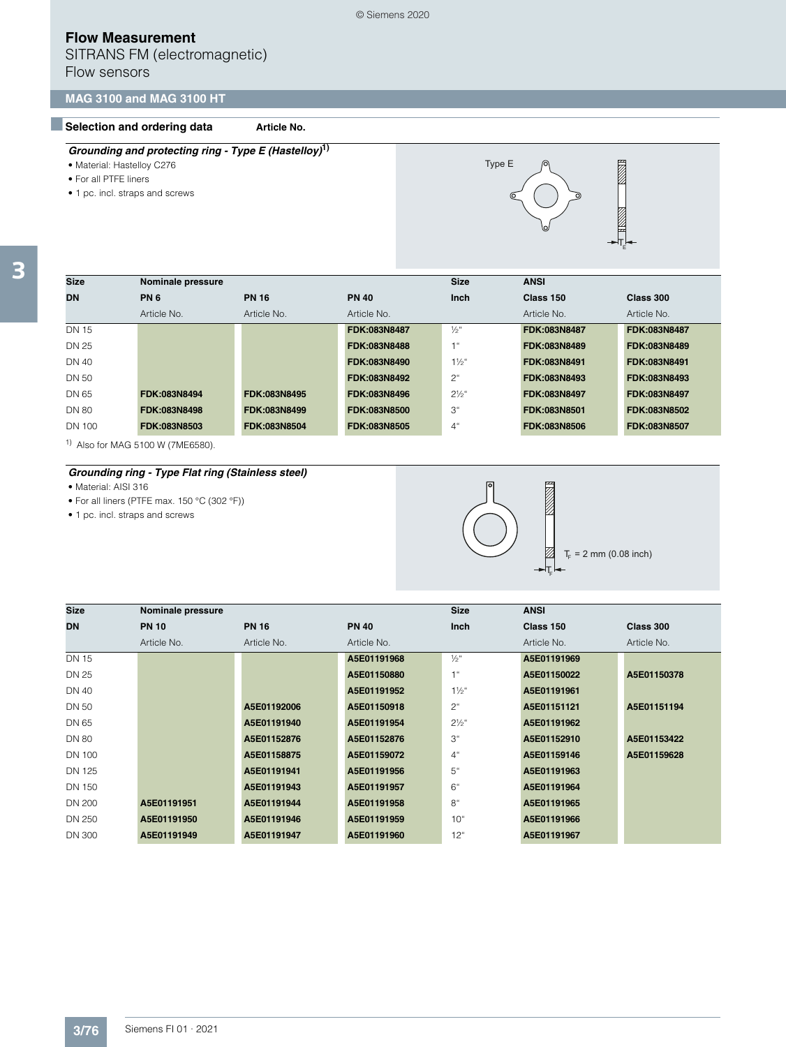# Flow Measurement

SITRANS FM (electromagnetic)
Flow sensors

## MAG 3100 and MAG 3100 HT

### Selection and ordering data

**Article No.**

***Grounding and protecting ring - Type E (Hastelloy)*** [1)]

- Material: Hastelloy C276
- For all PTFE liners
- 1 pc. incl. straps and screws

Type E

$T_E$

| Size | Nominale pressure | | | Size | ANSI | |
|---|---|---|---|---|---|---|
| **DN** | **PN 6** | **PN 16** | **PN 40** | **Inch** | **Class 150** | **Class 300** |
| | Article No. | Article No. | Article No. | | Article No. | Article No. |
| DN 15 | | | **FDK:083N8487** | ½" | **FDK:083N8487** | **FDK:083N8487** |
| DN 25 | | | **FDK:083N8488** | 1" | **FDK:083N8489** | **FDK:083N8489** |
| DN 40 | | | **FDK:083N8490** | 1½" | **FDK:083N8491** | **FDK:083N8491** |
| DN 50 | | | **FDK:083N8492** | 2" | **FDK:083N8493** | **FDK:083N8493** |
| DN 65 | **FDK:083N8494** | **FDK:083N8495** | **FDK:083N8496** | 2½" | **FDK:083N8497** | **FDK:083N8497** |
| DN 80 | **FDK:083N8498** | **FDK:083N8499** | **FDK:083N8500** | 3" | **FDK:083N8501** | **FDK:083N8502** |
| DN 100 | **FDK:083N8503** | **FDK:083N8504** | **FDK:083N8505** | 4" | **FDK:083N8506** | **FDK:083N8507** |

1) Also for MAG 5100 W (7ME6580).

***Grounding ring - Type Flat ring (Stainless steel)***

- Material: AISI 316
- For all liners (PTFE max. 150 °C (302 °F))
- 1 pc. incl. straps and screws

$T_F$ = 2 mm (0.08 inch)

| Size | Nominale pressure | | | Size | ANSI | |
|---|---|---|---|---|---|---|
| **DN** | **PN 10** | **PN 16** | **PN 40** | **Inch** | **Class 150** | **Class 300** |
| | Article No. | Article No. | Article No. | | Article No. | Article No. |
| DN 15 | | | **A5E01191968** | ½" | **A5E01191969** | |
| DN 25 | | | **A5E01150880** | 1" | **A5E01150022** | **A5E01150378** |
| DN 40 | | | **A5E01191952** | 1½" | **A5E01191961** | |
| DN 50 | | **A5E01192006** | **A5E01150918** | 2" | **A5E01151121** | **A5E01151194** |
| DN 65 | | **A5E01191940** | **A5E01191954** | 2½" | **A5E01191962** | |
| DN 80 | | **A5E01152876** | **A5E01152876** | 3" | **A5E01152910** | **A5E01153422** |
| DN 100 | | **A5E01158875** | **A5E01159072** | 4" | **A5E01159146** | **A5E01159628** |
| DN 125 | | **A5E01191941** | **A5E01191956** | 5" | **A5E01191963** | |
| DN 150 | | **A5E01191943** | **A5E01191957** | 6" | **A5E01191964** | |
| DN 200 | **A5E01191951** | **A5E01191944** | **A5E01191958** | 8" | **A5E01191965** | |
| DN 250 | **A5E01191950** | **A5E01191946** | **A5E01191959** | 10" | **A5E01191966** | |
| DN 300 | **A5E01191949** | **A5E01191947** | **A5E01191960** | 12" | **A5E01191967** | |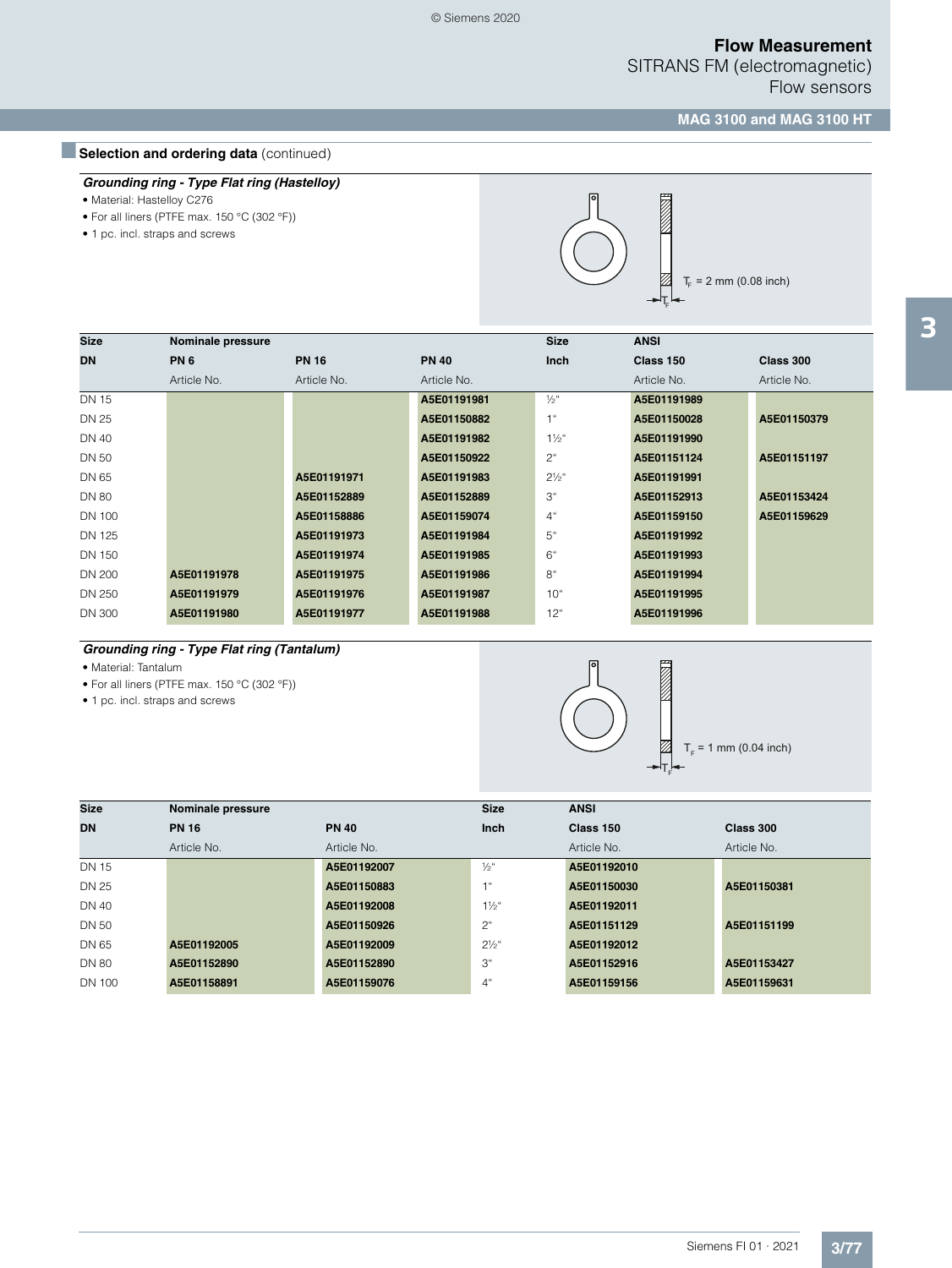## Selection and ordering data (continued)

### *Grounding ring - Type Flat ring (Hastelloy)*

- Material: Hastelloy C276
- For all liners (PTFE max. 150 °C (302 °F))
- 1 pc. incl. straps and screws

$T_F$ = 2 mm (0.08 inch)

| Size | Nominale pressure | | | Size | ANSI | |
|---|---|---|---|---|---|---|
| DN | PN 6 | PN 16 | PN 40 | Inch | Class 150 | Class 300 |
| | Article No. | Article No. | Article No. | | Article No. | Article No. |
| DN 15 | | | A5E01191981 | ½" | A5E01191989 | |
| DN 25 | | | A5E01150882 | 1" | A5E01150028 | A5E01150379 |
| DN 40 | | | A5E01191982 | 1½" | A5E01191990 | |
| DN 50 | | | A5E01150922 | 2" | A5E01151124 | A5E01151197 |
| DN 65 | | A5E01191971 | A5E01191983 | 2½" | A5E01191991 | |
| DN 80 | | A5E01152889 | A5E01152889 | 3" | A5E01152913 | A5E01153424 |
| DN 100 | | A5E01158886 | A5E01159074 | 4" | A5E01159150 | A5E01159629 |
| DN 125 | | A5E01191973 | A5E01191984 | 5" | A5E01191992 | |
| DN 150 | | A5E01191974 | A5E01191985 | 6" | A5E01191993 | |
| DN 200 | A5E01191978 | A5E01191975 | A5E01191986 | 8" | A5E01191994 | |
| DN 250 | A5E01191979 | A5E01191976 | A5E01191987 | 10" | A5E01191995 | |
| DN 300 | A5E01191980 | A5E01191977 | A5E01191988 | 12" | A5E01191996 | |

### *Grounding ring - Type Flat ring (Tantalum)*

- Material: Tantalum
- For all liners (PTFE max. 150 °C (302 °F))
- 1 pc. incl. straps and screws

$T_F$ = 1 mm (0.04 inch)

| Size | Nominale pressure | | Size | ANSI | |
|---|---|---|---|---|---|
| DN | PN 16 | PN 40 | Inch | Class 150 | Class 300 |
| | Article No. | Article No. | | Article No. | Article No. |
| DN 15 | | A5E01192007 | ½" | A5E01192010 | |
| DN 25 | | A5E01150883 | 1" | A5E01150030 | A5E01150381 |
| DN 40 | | A5E01192008 | 1½" | A5E01192011 | |
| DN 50 | | A5E01150926 | 2" | A5E01151129 | A5E01151199 |
| DN 65 | A5E01192005 | A5E01192009 | 2½" | A5E01192012 | |
| DN 80 | A5E01152890 | A5E01152890 | 3" | A5E01152916 | A5E01153427 |
| DN 100 | A5E01158891 | A5E01159076 | 4" | A5E01159156 | A5E01159631 |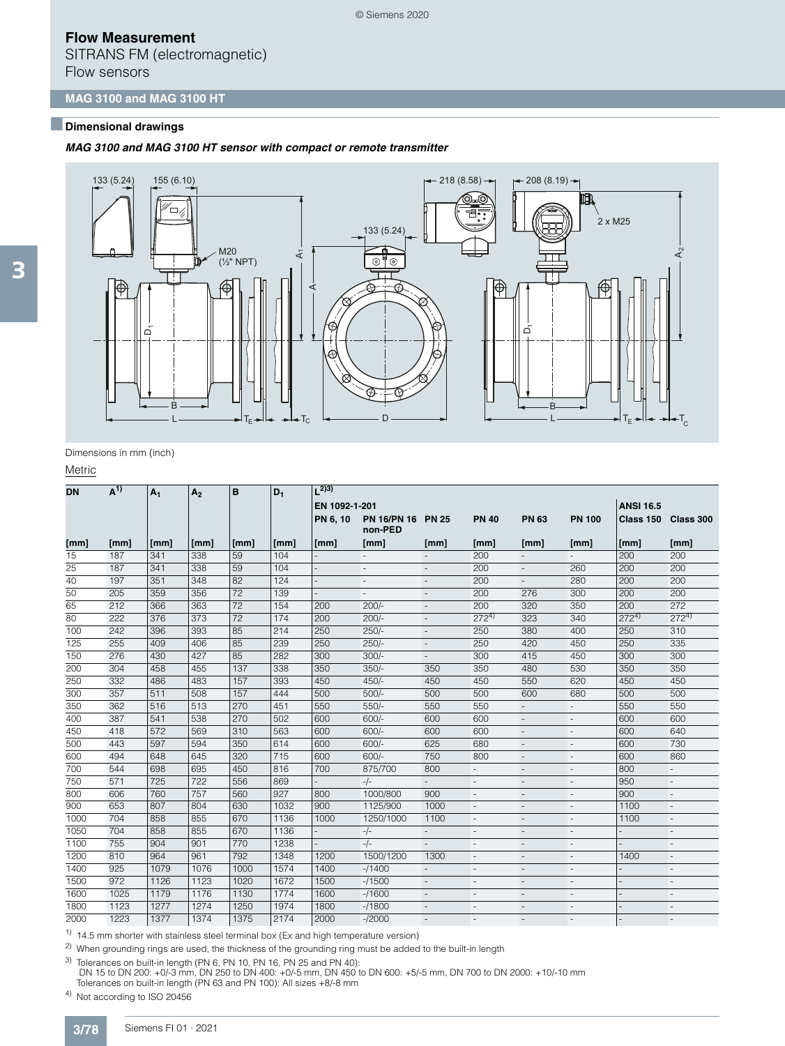# Flow Measurement

SITRANS FM (electromagnetic)
Flow sensors

## MAG 3100 and MAG 3100 HT

### Dimensional drawings

***MAG 3100 and MAG 3100 HT sensor with compact or remote transmitter***

133 (5.24)
155 (6.10)
M20 (½" NPT)
218 (8.58)
208 (8.19)
133 (5.24)
2 x M25
$A_1$
A
$A_2$
$D_1$
B
L
$T_E$
$T_C$
D

Dimensions in mm (inch)

Metric

| DN | A[1] | $A_1$ | $A_2$ | B | $D_1$ | L[2)3)] | | | | | | | |
|---|---|---|---|---|---|---|---|---|---|---|---|---|---|
| | | | | | | EN 1092-1-201 | | | | | | ANSI 16.5 | |
| | | | | | | PN 6, 10 | PN 16/PN 16 non-PED | PN 25 | PN 40 | PN 63 | PN 100 | Class 150 | Class 300 |
| [mm] | [mm] | [mm] | [mm] | [mm] | [mm] | [mm] | [mm] | [mm] | [mm] | [mm] | [mm] | [mm] | [mm] |
| 15 | 187 | 341 | 338 | 59 | 104 | - | - | - | 200 | - | - | 200 | 200 |
| 25 | 187 | 341 | 338 | 59 | 104 | - | - | - | 200 | - | 260 | 200 | 200 |
| 40 | 197 | 351 | 348 | 82 | 124 | - | - | - | 200 | - | 280 | 200 | 200 |
| 50 | 205 | 359 | 356 | 72 | 139 | - | - | - | 200 | 276 | 300 | 200 | 200 |
| 65 | 212 | 366 | 363 | 72 | 154 | 200 | 200/- | - | 200 | 320 | 350 | 200 | 272 |
| 80 | 222 | 376 | 373 | 72 | 174 | 200 | 200/- | - | 272[4)] | 323 | 340 | 272[4)] | 272[4)] |
| 100 | 242 | 396 | 393 | 85 | 214 | 250 | 250/- | - | 250 | 380 | 400 | 250 | 310 |
| 125 | 255 | 409 | 406 | 85 | 239 | 250 | 250/- | - | 250 | 420 | 450 | 250 | 335 |
| 150 | 276 | 430 | 427 | 85 | 282 | 300 | 300/- | - | 300 | 415 | 450 | 300 | 300 |
| 200 | 304 | 458 | 455 | 137 | 338 | 350 | 350/- | 350 | 350 | 480 | 530 | 350 | 350 |
| 250 | 332 | 486 | 483 | 157 | 393 | 450 | 450/- | 450 | 450 | 550 | 620 | 450 | 450 |
| 300 | 357 | 511 | 508 | 157 | 444 | 500 | 500/- | 500 | 500 | 600 | 680 | 500 | 500 |
| 350 | 362 | 516 | 513 | 270 | 451 | 550 | 550/- | 550 | 550 | - | - | 550 | 550 |
| 400 | 387 | 541 | 538 | 270 | 502 | 600 | 600/- | 600 | 600 | - | - | 600 | 600 |
| 450 | 418 | 572 | 569 | 310 | 563 | 600 | 600/- | 600 | 600 | - | - | 600 | 640 |
| 500 | 443 | 597 | 594 | 350 | 614 | 600 | 600/- | 625 | 680 | - | - | 600 | 730 |
| 600 | 494 | 648 | 645 | 320 | 715 | 600 | 600/- | 750 | 800 | - | - | 600 | 860 |
| 700 | 544 | 698 | 695 | 450 | 816 | 700 | 875/700 | 800 | - | - | - | 800 | - |
| 750 | 571 | 725 | 722 | 556 | 869 | - | -/- | - | - | - | - | 950 | - |
| 800 | 606 | 760 | 757 | 560 | 927 | 800 | 1000/800 | 900 | - | - | - | 900 | - |
| 900 | 653 | 807 | 804 | 630 | 1032 | 900 | 1125/900 | 1000 | - | - | - | 1100 | - |
| 1000 | 704 | 858 | 855 | 670 | 1136 | 1000 | 1250/1000 | 1100 | - | - | - | 1100 | - |
| 1050 | 704 | 858 | 855 | 670 | 1136 | - | -/- | - | - | - | - | - | - |
| 1100 | 755 | 904 | 901 | 770 | 1238 | - | -/- | - | - | - | - | - | - |
| 1200 | 810 | 964 | 961 | 792 | 1348 | 1200 | 1500/1200 | 1300 | - | - | - | 1400 | - |
| 1400 | 925 | 1079 | 1076 | 1000 | 1574 | 1400 | -/1400 | - | - | - | - | - | - |
| 1500 | 972 | 1126 | 1123 | 1020 | 1672 | 1500 | -/1500 | - | - | - | - | - | - |
| 1600 | 1025 | 1179 | 1176 | 1130 | 1774 | 1600 | -/1600 | - | - | - | - | - | - |
| 1800 | 1123 | 1277 | 1274 | 1250 | 1974 | 1800 | -/1800 | - | - | - | - | - | - |
| 2000 | 1223 | 1377 | 1374 | 1375 | 2174 | 2000 | -/2000 | - | - | - | - | - | - |

[1] 14.5 mm shorter with stainless steel terminal box (Ex and high temperature version)

[2] When grounding rings are used, the thickness of the grounding ring must be added to the built-in length

[3] Tolerances on built-in length (PN 6, PN 10, PN 16, PN 25 and PN 40):
DN 15 to DN 200: +0/-3 mm, DN 250 to DN 400: +0/-5 mm, DN 450 to DN 600: +5/-5 mm, DN 700 to DN 2000: +10/-10 mm
Tolerances on built-in length (PN 63 and PN 100): All sizes +8/-8 mm

[4] Not according to ISO 20456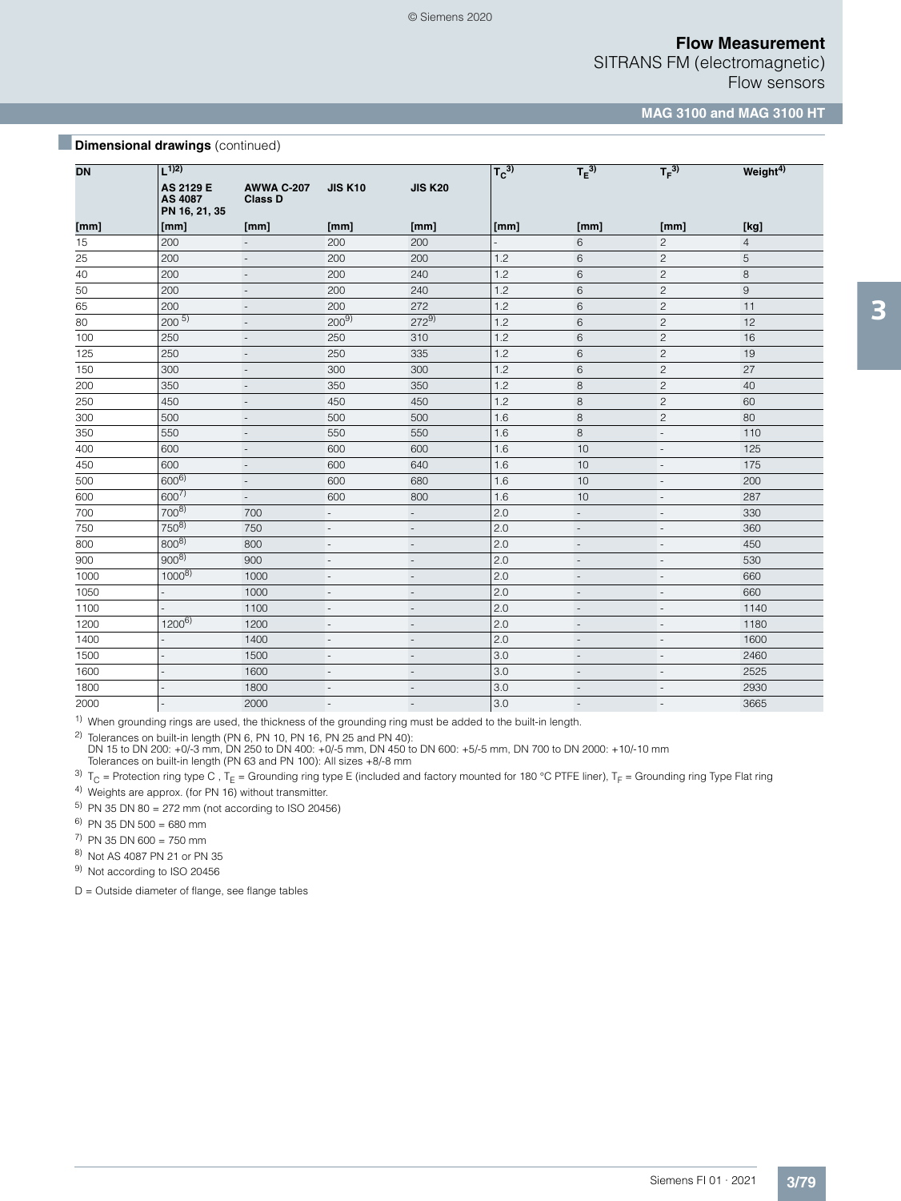## Dimensional drawings (continued)

| DN | L[1)2)] | | | | $T_C$[3)] | $T_E$[3)] | $T_F$[3)] | Weight[4)] |
|---|---|---|---|---|---|---|---|---|
| | AS 2129 E AS 4087 PN 16, 21, 35 | AWWA C-207 Class D | JIS K10 | JIS K20 | | | | |
| [mm] | [mm] | [mm] | [mm] | [mm] | [mm] | [mm] | [mm] | [kg] |
| 15 | 200 | - | 200 | 200 | - | 6 | 2 | 4 |
| 25 | 200 | - | 200 | 200 | 1.2 | 6 | 2 | 5 |
| 40 | 200 | - | 200 | 240 | 1.2 | 6 | 2 | 8 |
| 50 | 200 | - | 200 | 240 | 1.2 | 6 | 2 | 9 |
| 65 | 200 | - | 200 | 272 | 1.2 | 6 | 2 | 11 |
| 80 | 200[5)] | - | 200[9)] | 272[9)] | 1.2 | 6 | 2 | 12 |
| 100 | 250 | - | 250 | 310 | 1.2 | 6 | 2 | 16 |
| 125 | 250 | - | 250 | 335 | 1.2 | 6 | 2 | 19 |
| 150 | 300 | - | 300 | 300 | 1.2 | 6 | 2 | 27 |
| 200 | 350 | - | 350 | 350 | 1.2 | 8 | 2 | 40 |
| 250 | 450 | - | 450 | 450 | 1.2 | 8 | 2 | 60 |
| 300 | 500 | - | 500 | 500 | 1.6 | 8 | 2 | 80 |
| 350 | 550 | - | 550 | 550 | 1.6 | 8 | - | 110 |
| 400 | 600 | - | 600 | 600 | 1.6 | 10 | - | 125 |
| 450 | 600 | - | 600 | 640 | 1.6 | 10 | - | 175 |
| 500 | 600[6)] | - | 600 | 680 | 1.6 | 10 | - | 200 |
| 600 | 600[7)] | - | 600 | 800 | 1.6 | 10 | - | 287 |
| 700 | 700[8)] | 700 | - | - | 2.0 | - | - | 330 |
| 750 | 750[8)] | 750 | - | - | 2.0 | - | - | 360 |
| 800 | 800[8)] | 800 | - | - | 2.0 | - | - | 450 |
| 900 | 900[8)] | 900 | - | - | 2.0 | - | - | 530 |
| 1000 | 1000[8)] | 1000 | - | - | 2.0 | - | - | 660 |
| 1050 | - | 1000 | - | - | 2.0 | - | - | 660 |
| 1100 | - | 1100 | - | - | 2.0 | - | - | 1140 |
| 1200 | 1200[6)] | 1200 | - | - | 2.0 | - | - | 1180 |
| 1400 | - | 1400 | - | - | 2.0 | - | - | 1600 |
| 1500 | - | 1500 | - | - | 3.0 | - | - | 2460 |
| 1600 | - | 1600 | - | - | 3.0 | - | - | 2525 |
| 1800 | - | 1800 | - | - | 3.0 | - | - | 2930 |
| 2000 | - | 2000 | - | - | 3.0 | - | - | 3665 |

1) When grounding rings are used, the thickness of the grounding ring must be added to the built-in length.

2) Tolerances on built-in length (PN 6, PN 10, PN 16, PN 25 and PN 40):
DN 15 to DN 200: +0/-3 mm, DN 250 to DN 400: +0/-5 mm, DN 450 to DN 600: +5/-5 mm, DN 700 to DN 2000: +10/-10 mm
Tolerances on built-in length (PN 63 and PN 100): All sizes +8/-8 mm

3) $T_C$ = Protection ring type C , $T_E$ = Grounding ring type E (included and factory mounted for 180 °C PTFE liner), $T_F$ = Grounding ring Type Flat ring

4) Weights are approx. (for PN 16) without transmitter.

5) PN 35 DN 80 = 272 mm (not according to ISO 20456)

6) PN 35 DN 500 = 680 mm

7) PN 35 DN 600 = 750 mm

8) Not AS 4087 PN 21 or PN 35

9) Not according to ISO 20456

D = Outside diameter of flange, see flange tables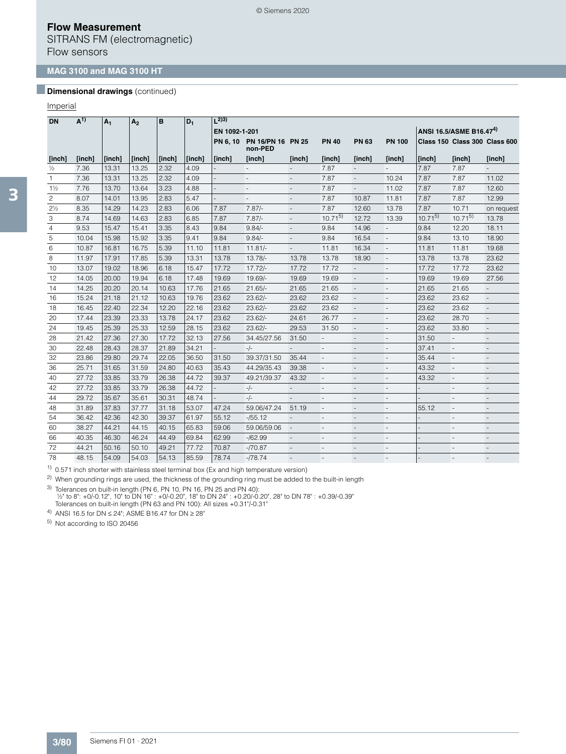## Dimensional drawings (continued)

Imperial

| DN | A[1] | A₁ | A₂ | B | D₁ | L[2)3)] | | | | | | | | |
|---|---|---|---|---|---|---|---|---|---|---|---|---|---|---|
| | | | | | | EN 1092-1-201 | | | | | | ANSI 16.5/ASME B16.47[4)] | | |
| | | | | | | PN 6, 10 | PN 16/PN 16 non-PED | PN 25 | PN 40 | PN 63 | PN 100 | Class 150 | Class 300 | Class 600 |
| [inch] | [inch] | [inch] | [inch] | [inch] | [inch] | [inch] | [inch] | [inch] | [inch] | [inch] | [inch] | [inch] | [inch] | [inch] |
| ½ | 7.36 | 13.31 | 13.25 | 2.32 | 4.09 | - | - | - | 7.87 | - | - | 7.87 | 7.87 | - |
| 1 | 7.36 | 13.31 | 13.25 | 2.32 | 4.09 | - | - | - | 7.87 | - | 10.24 | 7.87 | 7.87 | 11.02 |
| 1½ | 7.76 | 13.70 | 13.64 | 3.23 | 4.88 | - | - | - | 7.87 | - | 11.02 | 7.87 | 7.87 | 12.60 |
| 2 | 8.07 | 14.01 | 13.95 | 2.83 | 5.47 | - | - | - | 7.87 | 10.87 | 11.81 | 7.87 | 7.87 | 12.99 |
| 2½ | 8.35 | 14.29 | 14.23 | 2.83 | 6.06 | 7.87 | 7.87/- | - | 7.87 | 12.60 | 13.78 | 7.87 | 10.71 | on request |
| 3 | 8.74 | 14.69 | 14.63 | 2.83 | 6.85 | 7.87 | 7.87/- | - | 10.71[5)] | 12.72 | 13.39 | 10.71[5)] | 10.71[5)] | 13.78 |
| 4 | 9.53 | 15.47 | 15.41 | 3.35 | 8.43 | 9.84 | 9.84/- | - | 9.84 | 14.96 | - | 9.84 | 12.20 | 18.11 |
| 5 | 10.04 | 15.98 | 15.92 | 3.35 | 9.41 | 9.84 | 9.84/- | - | 9.84 | 16.54 | - | 9.84 | 13.10 | 18.90 |
| 6 | 10.87 | 16.81 | 16.75 | 5.39 | 11.10 | 11.81 | 11.81/- | - | 11.81 | 16.34 | - | 11.81 | 11.81 | 19.68 |
| 8 | 11.97 | 17.91 | 17.85 | 5.39 | 13.31 | 13.78 | 13.78/- | 13.78 | 13.78 | 18.90 | - | 13.78 | 13.78 | 23.62 |
| 10 | 13.07 | 19.02 | 18.96 | 6.18 | 15.47 | 17.72 | 17.72/- | 17.72 | 17.72 | - | - | 17.72 | 17.72 | 23.62 |
| 12 | 14.05 | 20.00 | 19.94 | 6.18 | 17.48 | 19.69 | 19.69/- | 19.69 | 19.69 | - | - | 19.69 | 19.69 | 27.56 |
| 14 | 14.25 | 20.20 | 20.14 | 10.63 | 17.76 | 21.65 | 21.65/- | 21.65 | 21.65 | - | - | 21.65 | 21.65 | - |
| 16 | 15.24 | 21.18 | 21.12 | 10.63 | 19.76 | 23.62 | 23.62/- | 23.62 | 23.62 | - | - | 23.62 | 23.62 | - |
| 18 | 16.45 | 22.40 | 22.34 | 12.20 | 22.16 | 23.62 | 23.62/- | 23.62 | 23.62 | - | - | 23.62 | 23.62 | - |
| 20 | 17.44 | 23.39 | 23.33 | 13.78 | 24.17 | 23.62 | 23.62/- | 24.61 | 26.77 | - | - | 23.62 | 28.70 | - |
| 24 | 19.45 | 25.39 | 25.33 | 12.59 | 28.15 | 23.62 | 23.62/- | 29.53 | 31.50 | - | - | 23.62 | 33.80 | - |
| 28 | 21.42 | 27.36 | 27.30 | 17.72 | 32.13 | 27.56 | 34.45/27.56 | 31.50 | - | - | - | 31.50 | - | - |
| 30 | 22.48 | 28.43 | 28.37 | 21.89 | 34.21 | - | -/- | - | - | - | - | 37.41 | - | - |
| 32 | 23.86 | 29.80 | 29.74 | 22.05 | 36.50 | 31.50 | 39.37/31.50 | 35.44 | - | - | - | 35.44 | - | - |
| 36 | 25.71 | 31.65 | 31.59 | 24.80 | 40.63 | 35.43 | 44.29/35.43 | 39.38 | - | - | - | 43.32 | - | - |
| 40 | 27.72 | 33.85 | 33.79 | 26.38 | 44.72 | 39.37 | 49.21/39.37 | 43.32 | - | - | - | 43.32 | - | - |
| 42 | 27.72 | 33.85 | 33.79 | 26.38 | 44.72 | - | -/- | - | - | - | - | - | - | - |
| 44 | 29.72 | 35.67 | 35.61 | 30.31 | 48.74 | - | -/- | - | - | - | - | - | - | - |
| 48 | 31.89 | 37.83 | 37.77 | 31.18 | 53.07 | 47.24 | 59.06/47.24 | 51.19 | - | - | - | 55.12 | - | - |
| 54 | 36.42 | 42.36 | 42.30 | 39.37 | 61.97 | 55.12 | -/55.12 | - | - | - | - | - | - | - |
| 60 | 38.27 | 44.21 | 44.15 | 40.15 | 65.83 | 59.06 | 59.06/59.06 | - | - | - | - | - | - | - |
| 66 | 40.35 | 46.30 | 46.24 | 44.49 | 69.84 | 62.99 | -/62.99 | - | - | - | - | - | - | - |
| 72 | 44.21 | 50.16 | 50.10 | 49.21 | 77.72 | 70.87 | -/70.87 | - | - | - | - | - | - | - |
| 78 | 48.15 | 54.09 | 54.03 | 54.13 | 85.59 | 78.74 | -/78.74 | - | - | - | - | - | - | - |

1) 0.571 inch shorter with stainless steel terminal box (Ex and high temperature version)

2) When grounding rings are used, the thickness of the grounding ring must be added to the built-in length

3) Tolerances on built-in length (PN 6, PN 10, PN 16, PN 25 and PN 40):
½" to 8": +0/-0.12", 10" to DN 16" : +0/-0.20", 18" to DN 24" : +0.20/-0.20", 28" to DN 78" : +0.39/-0.39"
Tolerances on built-in length (PN 63 and PN 100): All sizes +0.31"/-0.31"

4) ANSI 16.5 for DN ≤ 24"; ASME B16.47 for DN ≥ 28"

5) Not according to ISO 20456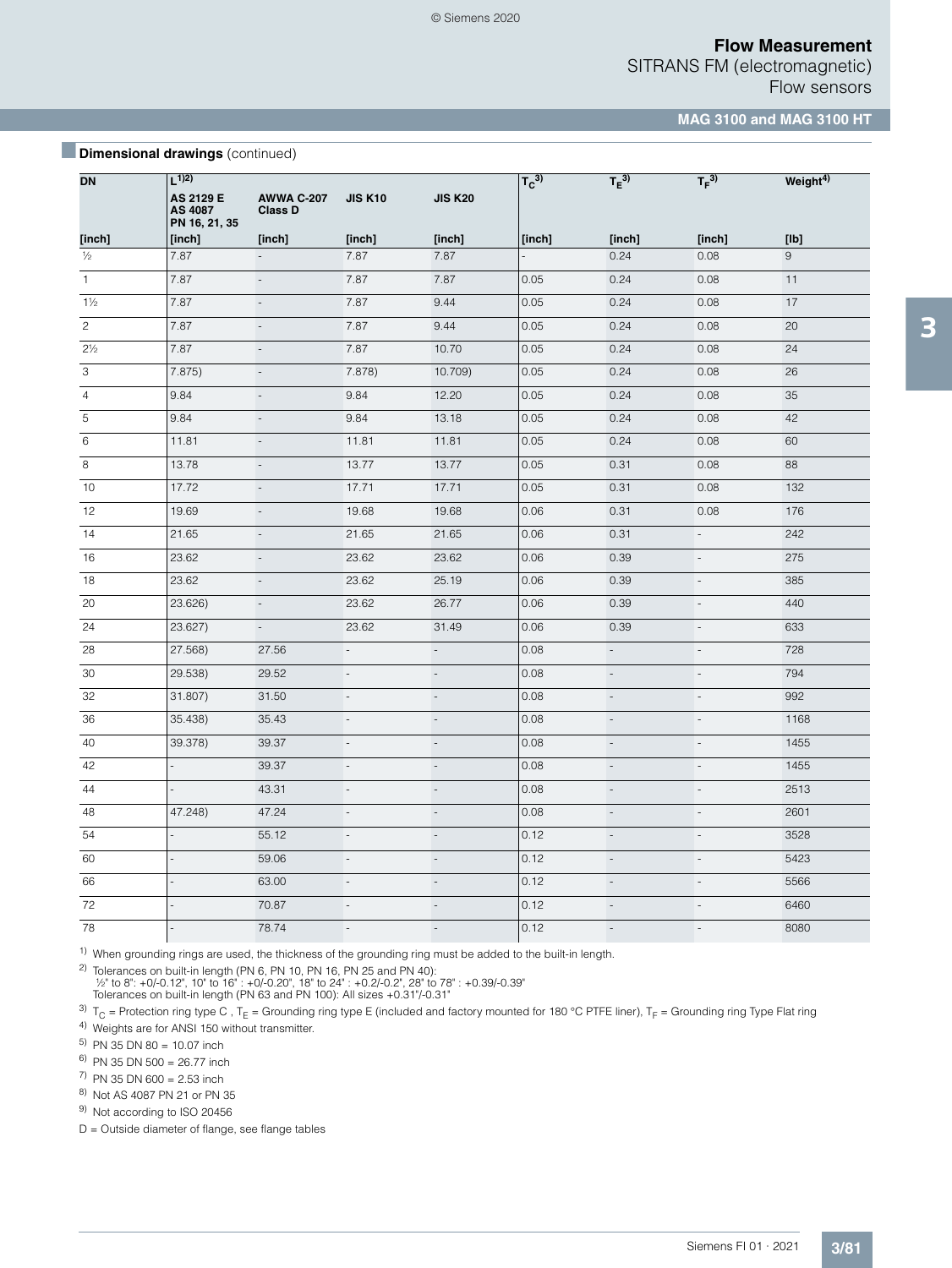## Dimensional drawings (continued)

| DN | L[1)2)] | | | | $T_C$[3)] | $T_E$[3)] | $T_F$[3)] | Weight[4)] |
|---|---|---|---|---|---|---|---|---|
| | AS 2129 E AS 4087 PN 16, 21, 35 | AWWA C-207 Class D | JIS K10 | JIS K20 | | | | |
| [inch] | [inch] | [inch] | [inch] | [inch] | [inch] | [inch] | [inch] | [lb] |
| ½ | 7.87 | - | 7.87 | 7.87 | - | 0.24 | 0.08 | 9 |
| 1 | 7.87 | - | 7.87 | 7.87 | 0.05 | 0.24 | 0.08 | 11 |
| 1½ | 7.87 | - | 7.87 | 9.44 | 0.05 | 0.24 | 0.08 | 17 |
| 2 | 7.87 | - | 7.87 | 9.44 | 0.05 | 0.24 | 0.08 | 20 |
| 2½ | 7.87 | - | 7.87 | 10.70 | 0.05 | 0.24 | 0.08 | 24 |
| 3 | 7.87[5)] | - | 7.87[8)] | 10.70[9)] | 0.05 | 0.24 | 0.08 | 26 |
| 4 | 9.84 | - | 9.84 | 12.20 | 0.05 | 0.24 | 0.08 | 35 |
| 5 | 9.84 | - | 9.84 | 13.18 | 0.05 | 0.24 | 0.08 | 42 |
| 6 | 11.81 | - | 11.81 | 11.81 | 0.05 | 0.24 | 0.08 | 60 |
| 8 | 13.78 | - | 13.77 | 13.77 | 0.05 | 0.31 | 0.08 | 88 |
| 10 | 17.72 | - | 17.71 | 17.71 | 0.05 | 0.31 | 0.08 | 132 |
| 12 | 19.69 | - | 19.68 | 19.68 | 0.06 | 0.31 | 0.08 | 176 |
| 14 | 21.65 | - | 21.65 | 21.65 | 0.06 | 0.31 | - | 242 |
| 16 | 23.62 | - | 23.62 | 23.62 | 0.06 | 0.39 | - | 275 |
| 18 | 23.62 | - | 23.62 | 25.19 | 0.06 | 0.39 | - | 385 |
| 20 | 23.62[6)] | - | 23.62 | 26.77 | 0.06 | 0.39 | - | 440 |
| 24 | 23.62[7)] | - | 23.62 | 31.49 | 0.06 | 0.39 | - | 633 |
| 28 | 27.56[8)] | 27.56 | - | - | 0.08 | - | - | 728 |
| 30 | 29.53[8)] | 29.52 | - | - | 0.08 | - | - | 794 |
| 32 | 31.80[7)] | 31.50 | - | - | 0.08 | - | - | 992 |
| 36 | 35.43[8)] | 35.43 | - | - | 0.08 | - | - | 1168 |
| 40 | 39.37[8)] | 39.37 | - | - | 0.08 | - | - | 1455 |
| 42 | - | 39.37 | - | - | 0.08 | - | - | 1455 |
| 44 | - | 43.31 | - | - | 0.08 | - | - | 2513 |
| 48 | 47.24[8)] | 47.24 | - | - | 0.08 | - | - | 2601 |
| 54 | - | 55.12 | - | - | 0.12 | - | - | 3528 |
| 60 | - | 59.06 | - | - | 0.12 | - | - | 5423 |
| 66 | - | 63.00 | - | - | 0.12 | - | - | 5566 |
| 72 | - | 70.87 | - | - | 0.12 | - | - | 6460 |
| 78 | - | 78.74 | - | - | 0.12 | - | - | 8080 |

1) When grounding rings are used, the thickness of the grounding ring must be added to the built-in length.

2) Tolerances on built-in length (PN 6, PN 10, PN 16, PN 25 and PN 40):
½" to 8": +0/-0.12", 10" to 16" : +0/-0.20", 18" to 24" : +0.2/-0.2", 28" to 78" : +0.39/-0.39"
Tolerances on built-in length (PN 63 and PN 100): All sizes +0.31"/-0.31"

3) $T_C$ = Protection ring type C , $T_E$ = Grounding ring type E (included and factory mounted for 180 °C PTFE liner), $T_F$ = Grounding ring Type Flat ring

4) Weights are for ANSI 150 without transmitter.

5) PN 35 DN 80 = 10.07 inch

6) PN 35 DN 500 = 26.77 inch

7) PN 35 DN 600 = 2.53 inch

8) Not AS 4087 PN 21 or PN 35

9) Not according to ISO 20456

D = Outside diameter of flange, see flange tables